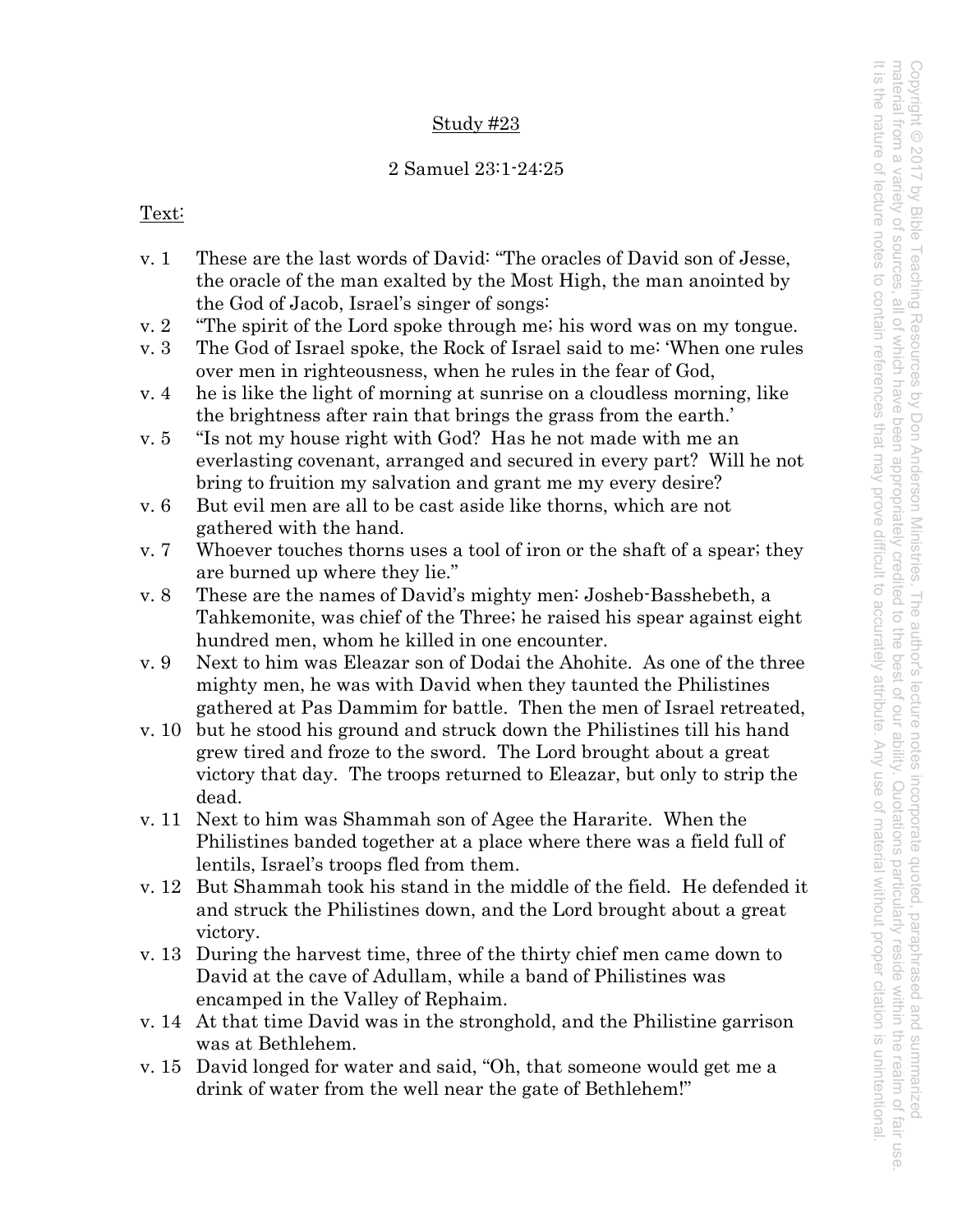## Study #23

### 2 Samuel 23:1-24:25

Text:

v. 1 These are the last words of David: "The oracles of David son of Jesse, the oracle of the man exalted by the Most High, the man anointed by the God of Jacob, Israel's singer of songs:

v. 2 "The spirit of the Lord spoke through me; his word was on my tongue.

v. 3 The God of Israel spoke, the Rock of Israel said to me: 'When one rules over men in righteousness, when he rules in the fear of God,

v. 4 he is like the light of morning at sunrise on a cloudless morning, like the brightness after rain that brings the grass from the earth.'

v. 5 "Is not my house right with God? Has he not made with me an everlasting covenant, arranged and secured in every part? Will he not bring to fruition my salvation and grant me my every desire?

v. 6 But evil men are all to be cast aside like thorns, which are not gathered with the hand.

v. 7 Whoever touches thorns uses a tool of iron or the shaft of a spear; they are burned up where they lie."

v. 8 These are the names of David's mighty men: Josheb-Basshebeth, a Tahkemonite, was chief of the Three; he raised his spear against eight hundred men, whom he killed in one encounter.

v. 9 Next to him was Eleazar son of Dodai the Ahohite. As one of the three mighty men, he was with David when they taunted the Philistines gathered at Pas Dammim for battle. Then the men of Israel retreated,

v. 10 but he stood his ground and struck down the Philistines till his hand grew tired and froze to the sword. The Lord brought about a great victory that day. The troops returned to Eleazar, but only to strip the dead.

v. 11 Next to him was Shammah son of Agee the Hararite. When the Philistines banded together at a place where there was a field full of lentils, Israel's troops fled from them.

v. 12 But Shammah took his stand in the middle of the field. He defended it and struck the Philistines down, and the Lord brought about a great victory.

v. 13 During the harvest time, three of the thirty chief men came down to David at the cave of Adullam, while a band of Philistines was encamped in the Valley of Rephaim.

v. 14 At that time David was in the stronghold, and the Philistine garrison was at Bethlehem.

v. 15 David longed for water and said, "Oh, that someone would get me a drink of water from the well near the gate of Bethlehem!"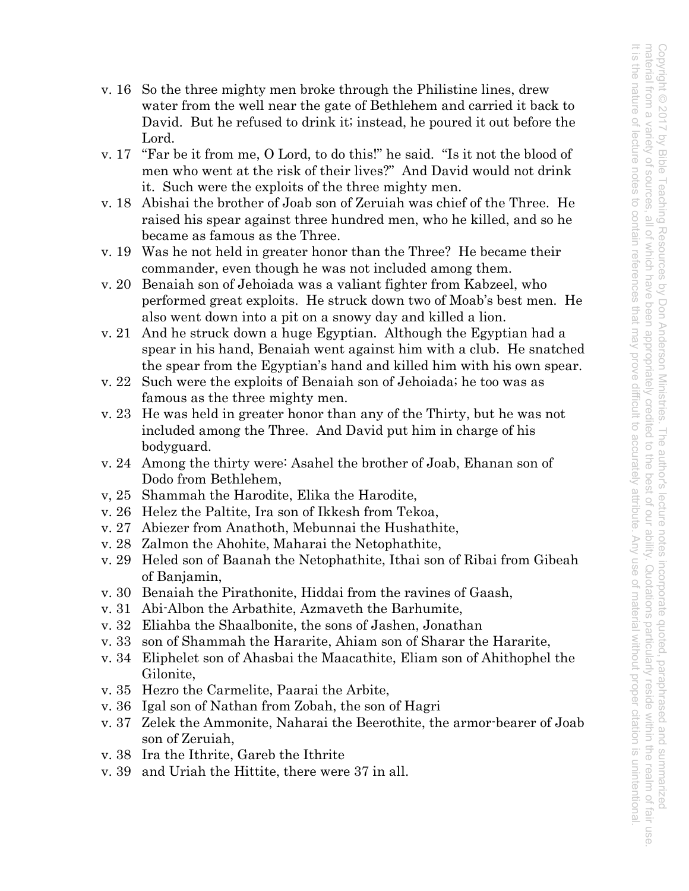v. 16 So the three mighty men broke through the Philistine lines, drew water from the well near the gate of Bethlehem and carried it back to David. But he refused to drink it; instead, he poured it out before the Lord.

v. 17 "Far be it from me, O Lord, to do this!" he said. "Is it not the blood of men who went at the risk of their lives?" And David would not drink it. Such were the exploits of the three mighty men.

v. 18 Abishai the brother of Joab son of Zeruiah was chief of the Three. He raised his spear against three hundred men, who he killed, and so he became as famous as the Three.

v. 19 Was he not held in greater honor than the Three? He became their commander, even though he was not included among them.

v. 20 Benaiah son of Jehoiada was a valiant fighter from Kabzeel, who performed great exploits. He struck down two of Moab's best men. He also went down into a pit on a snowy day and killed a lion.

v. 21 And he struck down a huge Egyptian. Although the Egyptian had a spear in his hand, Benaiah went against him with a club. He snatched the spear from the Egyptian's hand and killed him with his own spear.

v. 22 Such were the exploits of Benaiah son of Jehoiada; he too was as famous as the three mighty men.

v. 23 He was held in greater honor than any of the Thirty, but he was not included among the Three. And David put him in charge of his bodyguard.

v. 24 Among the thirty were: Asahel the brother of Joab, Ehanan son of Dodo from Bethlehem,

v, 25 Shammah the Harodite, Elika the Harodite,

v. 26 Helez the Paltite, Ira son of Ikkesh from Tekoa,

v. 27 Abiezer from Anathoth, Mebunnai the Hushathite,

v. 28 Zalmon the Ahohite, Maharai the Netophathite,

v. 29 Heled son of Baanah the Netophathite, Ithai son of Ribai from Gibeah of Banjamin,

v. 30 Benaiah the Pirathonite, Hiddai from the ravines of Gaash,

v. 31 Abi-Albon the Arbathite, Azmaveth the Barhumite,

v. 32 Eliahba the Shaalbonite, the sons of Jashen, Jonathan

v. 33 son of Shammah the Hararite, Ahiam son of Sharar the Hararite,

v. 34 Eliphelet son of Ahasbai the Maacathite, Eliam son of Ahithophel the Gilonite,

v. 35 Hezro the Carmelite, Paarai the Arbite,

v. 36 Igal son of Nathan from Zobah, the son of Hagri

v. 37 Zelek the Ammonite, Naharai the Beerothite, the armor-bearer of Joab son of Zeruiah,

v. 38 Ira the Ithrite, Gareb the Ithrite

v. 39 and Uriah the Hittite, there were 37 in all.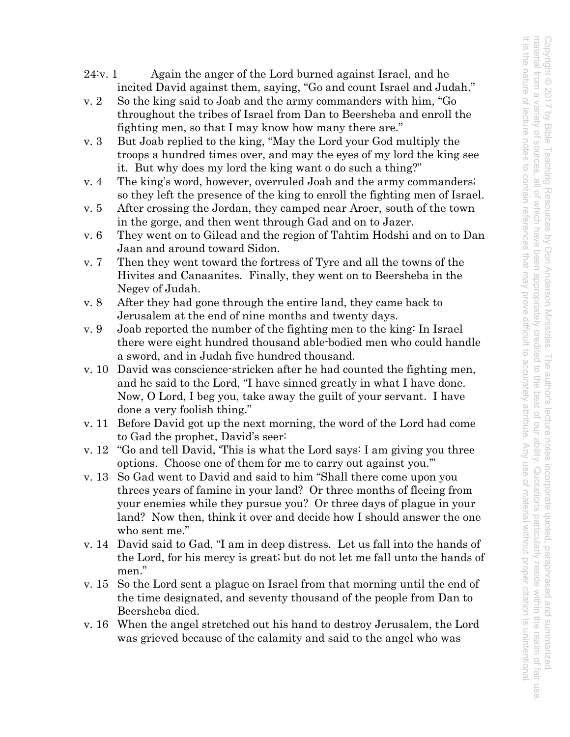24:v. 1 Again the anger of the Lord burned against Israel, and he incited David against them, saying, "Go and count Israel and Judah."

v. 2 So the king said to Joab and the army commanders with him, "Go throughout the tribes of Israel from Dan to Beersheba and enroll the fighting men, so that I may know how many there are."

v. 3 But Joab replied to the king, "May the Lord your God multiply the troops a hundred times over, and may the eyes of my lord the king see it. But why does my lord the king want o do such a thing?"

v. 4 The king's word, however, overruled Joab and the army commanders; so they left the presence of the king to enroll the fighting men of Israel.

v. 5 After crossing the Jordan, they camped near Aroer, south of the town in the gorge, and then went through Gad and on to Jazer.

v. 6 They went on to Gilead and the region of Tahtim Hodshi and on to Dan Jaan and around toward Sidon.

v. 7 Then they went toward the fortress of Tyre and all the towns of the Hivites and Canaanites. Finally, they went on to Beersheba in the Negev of Judah.

v. 8 After they had gone through the entire land, they came back to Jerusalem at the end of nine months and twenty days.

v. 9 Joab reported the number of the fighting men to the king: In Israel there were eight hundred thousand able-bodied men who could handle a sword, and in Judah five hundred thousand.

v. 10 David was conscience-stricken after he had counted the fighting men, and he said to the Lord, "I have sinned greatly in what I have done. Now, O Lord, I beg you, take away the guilt of your servant. I have done a very foolish thing."

v. 11 Before David got up the next morning, the word of the Lord had come to Gad the prophet, David's seer:

v. 12 "Go and tell David, 'This is what the Lord says: I am giving you three options. Choose one of them for me to carry out against you.'"

v. 13 So Gad went to David and said to him "Shall there come upon you threes years of famine in your land? Or three months of fleeing from your enemies while they pursue you? Or three days of plague in your land? Now then, think it over and decide how I should answer the one who sent me."

v. 14 David said to Gad, "I am in deep distress. Let us fall into the hands of the Lord, for his mercy is great; but do not let me fall unto the hands of men."

v. 15 So the Lord sent a plague on Israel from that morning until the end of the time designated, and seventy thousand of the people from Dan to Beersheba died.

v. 16 When the angel stretched out his hand to destroy Jerusalem, the Lord was grieved because of the calamity and said to the angel who was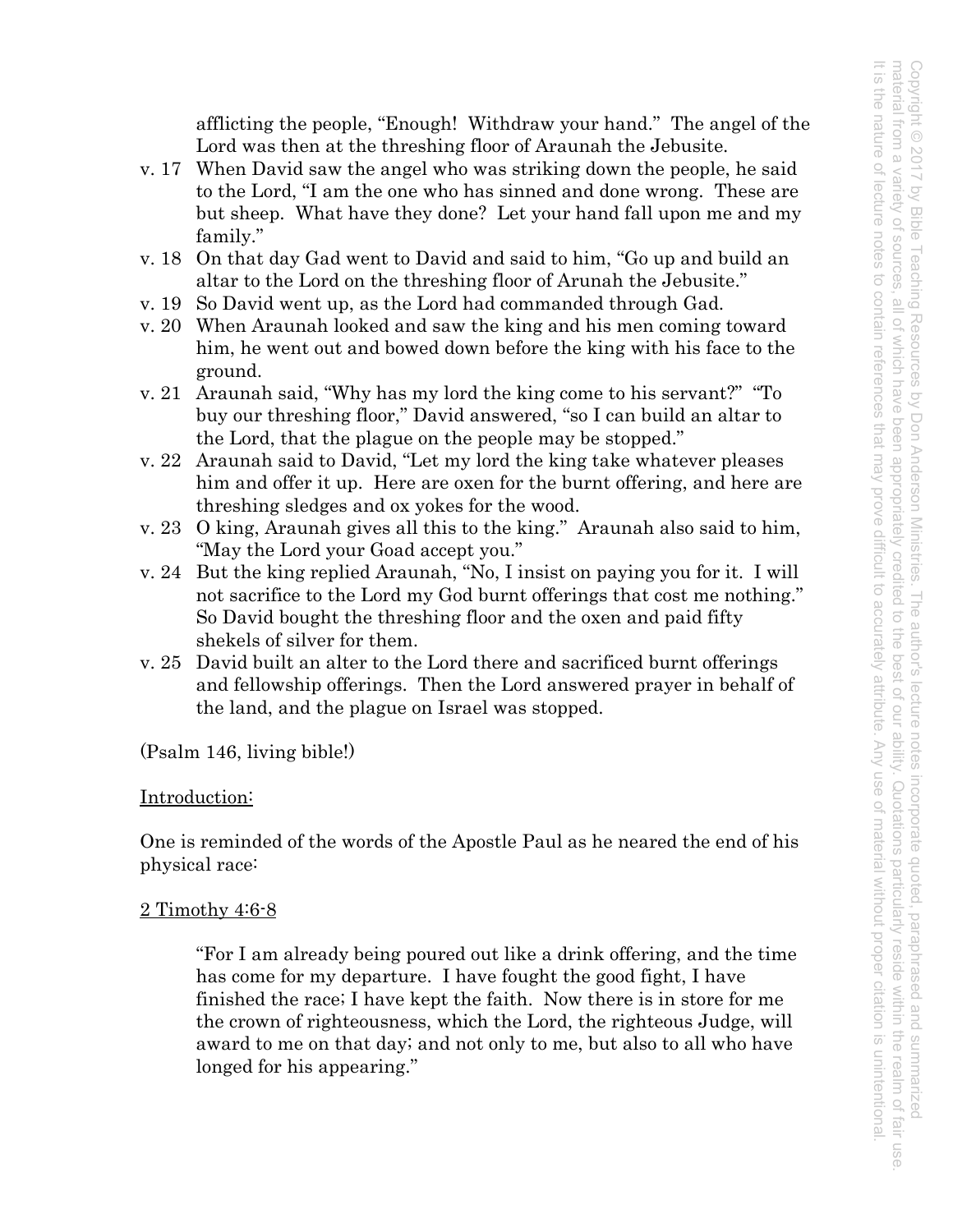afflicting the people, "Enough! Withdraw your hand." The angel of the Lord was then at the threshing floor of Araunah the Jebusite.

v. 17 When David saw the angel who was striking down the people, he said to the Lord, "I am the one who has sinned and done wrong. These are but sheep. What have they done? Let your hand fall upon me and my family."

v. 18 On that day Gad went to David and said to him, "Go up and build an altar to the Lord on the threshing floor of Arunah the Jebusite."

v. 19 So David went up, as the Lord had commanded through Gad.

v. 20 When Araunah looked and saw the king and his men coming toward him, he went out and bowed down before the king with his face to the ground.

v. 21 Araunah said, "Why has my lord the king come to his servant?" "To buy our threshing floor," David answered, "so I can build an altar to the Lord, that the plague on the people may be stopped."

v. 22 Araunah said to David, "Let my lord the king take whatever pleases him and offer it up. Here are oxen for the burnt offering, and here are threshing sledges and ox yokes for the wood.

v. 23 O king, Araunah gives all this to the king." Araunah also said to him, "May the Lord your Goad accept you."

v. 24 But the king replied Araunah, "No, I insist on paying you for it. I will not sacrifice to the Lord my God burnt offerings that cost me nothing." So David bought the threshing floor and the oxen and paid fifty shekels of silver for them.

v. 25 David built an alter to the Lord there and sacrificed burnt offerings and fellowship offerings. Then the Lord answered prayer in behalf of the land, and the plague on Israel was stopped.

(Psalm 146, living bible!)

<u>Introduction:</u>

One is reminded of the words of the Apostle Paul as he neared the end of his physical race:

<u>2 Timothy 4:6-8</u>

> "For I am already being poured out like a drink offering, and the time has come for my departure. I have fought the good fight, I have finished the race; I have kept the faith. Now there is in store for me the crown of righteousness, which the Lord, the righteous Judge, will award to me on that day; and not only to me, but also to all who have longed for his appearing."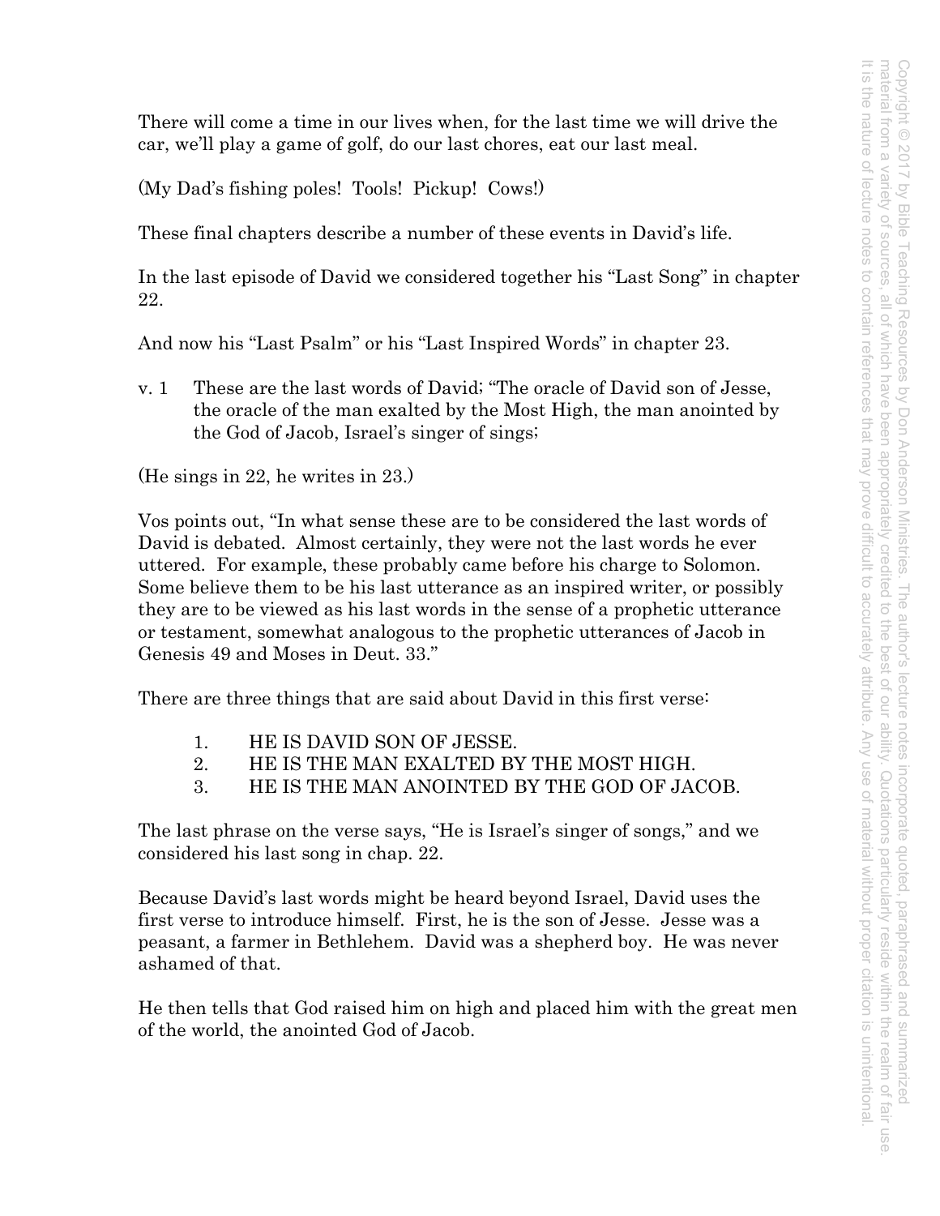There will come a time in our lives when, for the last time we will drive the car, we'll play a game of golf, do our last chores, eat our last meal.

(My Dad's fishing poles! Tools! Pickup! Cows!)

These final chapters describe a number of these events in David's life.

In the last episode of David we considered together his "Last Song" in chapter 22.

And now his "Last Psalm" or his "Last Inspired Words" in chapter 23.

v. 1 These are the last words of David; "The oracle of David son of Jesse, the oracle of the man exalted by the Most High, the man anointed by the God of Jacob, Israel's singer of sings;

(He sings in 22, he writes in 23.)

Vos points out, "In what sense these are to be considered the last words of David is debated. Almost certainly, they were not the last words he ever uttered. For example, these probably came before his charge to Solomon. Some believe them to be his last utterance as an inspired writer, or possibly they are to be viewed as his last words in the sense of a prophetic utterance or testament, somewhat analogous to the prophetic utterances of Jacob in Genesis 49 and Moses in Deut. 33."

There are three things that are said about David in this first verse:

1. HE IS DAVID SON OF JESSE.
2. HE IS THE MAN EXALTED BY THE MOST HIGH.
3. HE IS THE MAN ANOINTED BY THE GOD OF JACOB.

The last phrase on the verse says, "He is Israel's singer of songs," and we considered his last song in chap. 22.

Because David's last words might be heard beyond Israel, David uses the first verse to introduce himself. First, he is the son of Jesse. Jesse was a peasant, a farmer in Bethlehem. David was a shepherd boy. He was never ashamed of that.

He then tells that God raised him on high and placed him with the great men of the world, the anointed God of Jacob.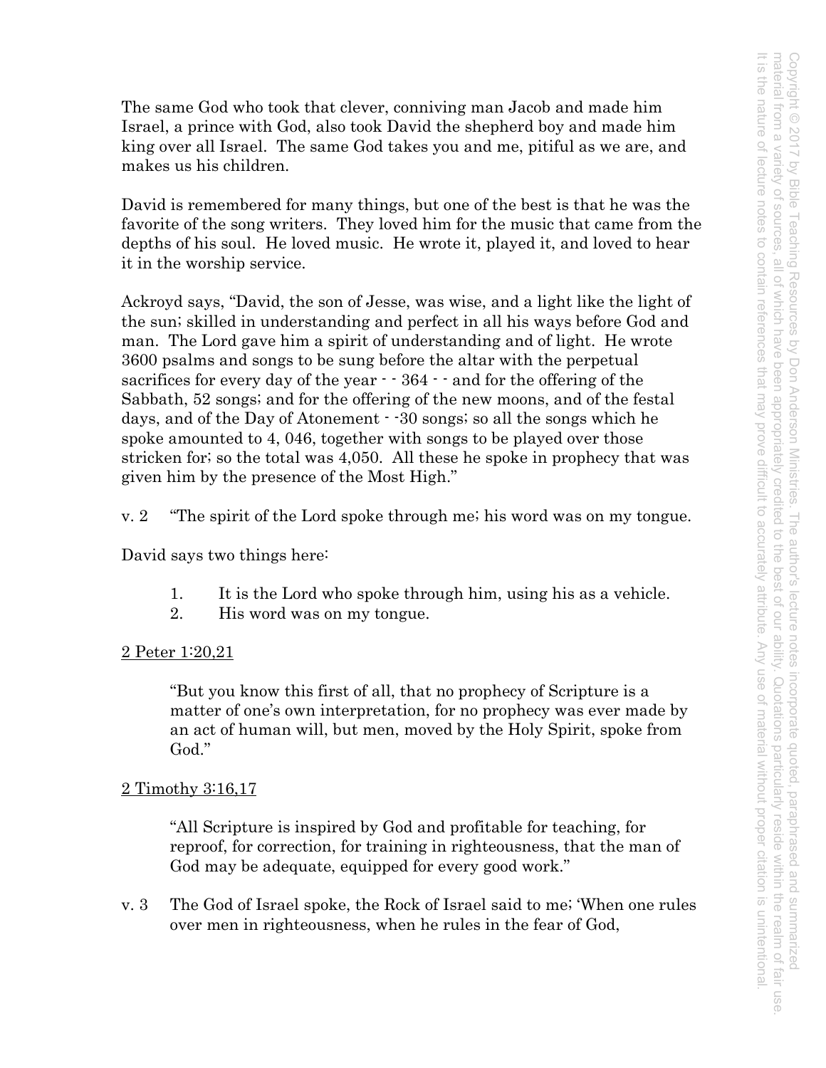The same God who took that clever, conniving man Jacob and made him Israel, a prince with God, also took David the shepherd boy and made him king over all Israel. The same God takes you and me, pitiful as we are, and makes us his children.

David is remembered for many things, but one of the best is that he was the favorite of the song writers. They loved him for the music that came from the depths of his soul. He loved music. He wrote it, played it, and loved to hear it in the worship service.

Ackroyd says, "David, the son of Jesse, was wise, and a light like the light of the sun; skilled in understanding and perfect in all his ways before God and man. The Lord gave him a spirit of understanding and of light. He wrote 3600 psalms and songs to be sung before the altar with the perpetual sacrifices for every day of the year - - 364 - - and for the offering of the Sabbath, 52 songs; and for the offering of the new moons, and of the festal days, and of the Day of Atonement - -30 songs; so all the songs which he spoke amounted to 4, 046, together with songs to be played over those stricken for; so the total was 4,050. All these he spoke in prophecy that was given him by the presence of the Most High."

v. 2 "The spirit of the Lord spoke through me; his word was on my tongue.

David says two things here:

1. It is the Lord who spoke through him, using his as a vehicle.
2. His word was on my tongue.

<u>2 Peter 1:20,21</u>

> "But you know this first of all, that no prophecy of Scripture is a matter of one's own interpretation, for no prophecy was ever made by an act of human will, but men, moved by the Holy Spirit, spoke from God."

<u>2 Timothy 3:16,17</u>

> "All Scripture is inspired by God and profitable for teaching, for reproof, for correction, for training in righteousness, that the man of God may be adequate, equipped for every good work."

v. 3 The God of Israel spoke, the Rock of Israel said to me; 'When one rules over men in righteousness, when he rules in the fear of God,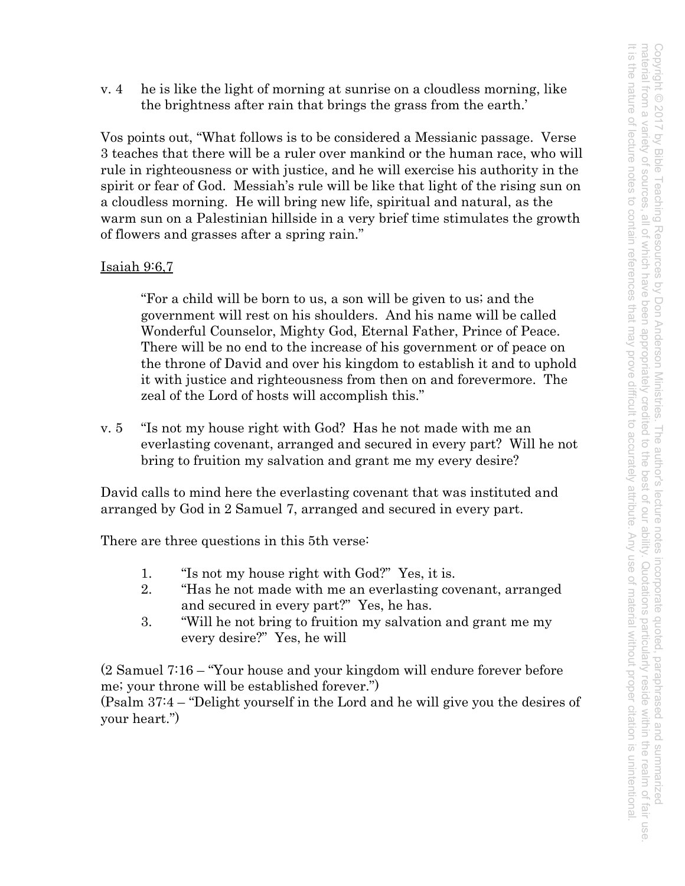v. 4 he is like the light of morning at sunrise on a cloudless morning, like the brightness after rain that brings the grass from the earth.'

Vos points out, "What follows is to be considered a Messianic passage. Verse 3 teaches that there will be a ruler over mankind or the human race, who will rule in righteousness or with justice, and he will exercise his authority in the spirit or fear of God. Messiah's rule will be like that light of the rising sun on a cloudless morning. He will bring new life, spiritual and natural, as the warm sun on a Palestinian hillside in a very brief time stimulates the growth of flowers and grasses after a spring rain."

Isaiah 9:6,7

> "For a child will be born to us, a son will be given to us; and the government will rest on his shoulders. And his name will be called Wonderful Counselor, Mighty God, Eternal Father, Prince of Peace. There will be no end to the increase of his government or of peace on the throne of David and over his kingdom to establish it and to uphold it with justice and righteousness from then on and forevermore. The zeal of the Lord of hosts will accomplish this."

v. 5 "Is not my house right with God? Has he not made with me an everlasting covenant, arranged and secured in every part? Will he not bring to fruition my salvation and grant me my every desire?

David calls to mind here the everlasting covenant that was instituted and arranged by God in 2 Samuel 7, arranged and secured in every part.

There are three questions in this 5th verse:

1. "Is not my house right with God?" Yes, it is.
2. "Has he not made with me an everlasting covenant, arranged and secured in every part?" Yes, he has.
3. "Will he not bring to fruition my salvation and grant me my every desire?" Yes, he will

(2 Samuel 7:16 – "Your house and your kingdom will endure forever before me; your throne will be established forever.")
(Psalm 37:4 – "Delight yourself in the Lord and he will give you the desires of your heart.")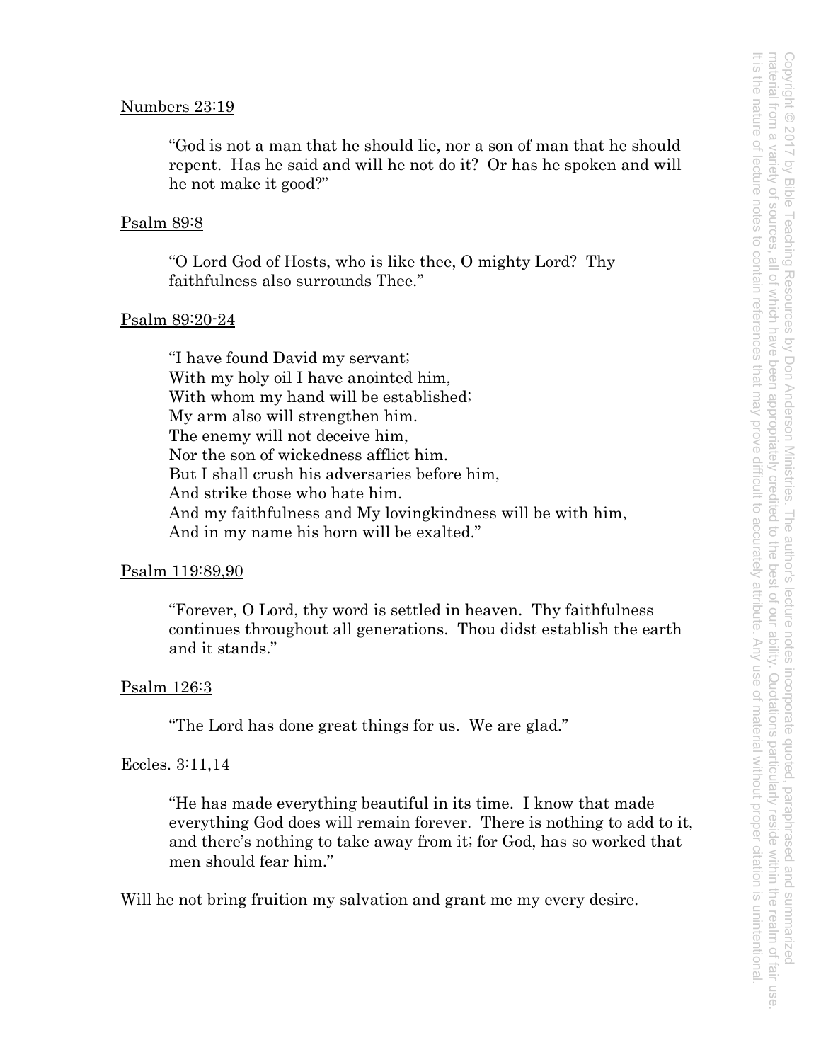Numbers 23:19

> "God is not a man that he should lie, nor a son of man that he should repent. Has he said and will he not do it? Or has he spoken and will he not make it good?"

Psalm 89:8

> "O Lord God of Hosts, who is like thee, O mighty Lord? Thy faithfulness also surrounds Thee."

Psalm 89:20-24

> "I have found David my servant;
> With my holy oil I have anointed him,
> With whom my hand will be established;
> My arm also will strengthen him.
> The enemy will not deceive him,
> Nor the son of wickedness afflict him.
> But I shall crush his adversaries before him,
> And strike those who hate him.
> And my faithfulness and My lovingkindness will be with him,
> And in my name his horn will be exalted."

Psalm 119:89,90

> "Forever, O Lord, thy word is settled in heaven. Thy faithfulness continues throughout all generations. Thou didst establish the earth and it stands."

Psalm 126:3

> "The Lord has done great things for us. We are glad."

Eccles. 3:11,14

> "He has made everything beautiful in its time. I know that made everything God does will remain forever. There is nothing to add to it, and there's nothing to take away from it; for God, has so worked that men should fear him."

Will he not bring fruition my salvation and grant me my every desire.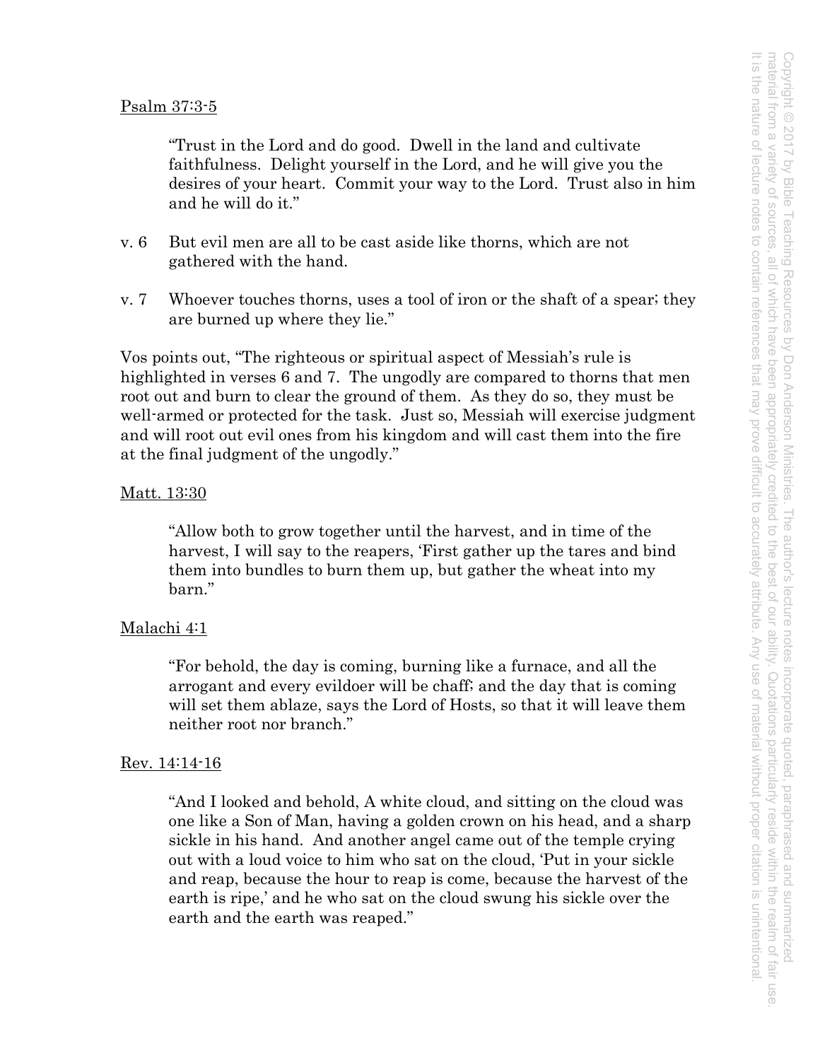Psalm 37:3-5

> "Trust in the Lord and do good. Dwell in the land and cultivate faithfulness. Delight yourself in the Lord, and he will give you the desires of your heart. Commit your way to the Lord. Trust also in him and he will do it."

v. 6 But evil men are all to be cast aside like thorns, which are not gathered with the hand.

v. 7 Whoever touches thorns, uses a tool of iron or the shaft of a spear; they are burned up where they lie."

Vos points out, "The righteous or spiritual aspect of Messiah's rule is highlighted in verses 6 and 7. The ungodly are compared to thorns that men root out and burn to clear the ground of them. As they do so, they must be well-armed or protected for the task. Just so, Messiah will exercise judgment and will root out evil ones from his kingdom and will cast them into the fire at the final judgment of the ungodly."

Matt. 13:30

> "Allow both to grow together until the harvest, and in time of the harvest, I will say to the reapers, 'First gather up the tares and bind them into bundles to burn them up, but gather the wheat into my barn."

Malachi 4:1

> "For behold, the day is coming, burning like a furnace, and all the arrogant and every evildoer will be chaff; and the day that is coming will set them ablaze, says the Lord of Hosts, so that it will leave them neither root nor branch."

Rev. 14:14-16

> "And I looked and behold, A white cloud, and sitting on the cloud was one like a Son of Man, having a golden crown on his head, and a sharp sickle in his hand. And another angel came out of the temple crying out with a loud voice to him who sat on the cloud, 'Put in your sickle and reap, because the hour to reap is come, because the harvest of the earth is ripe,' and he who sat on the cloud swung his sickle over the earth and the earth was reaped."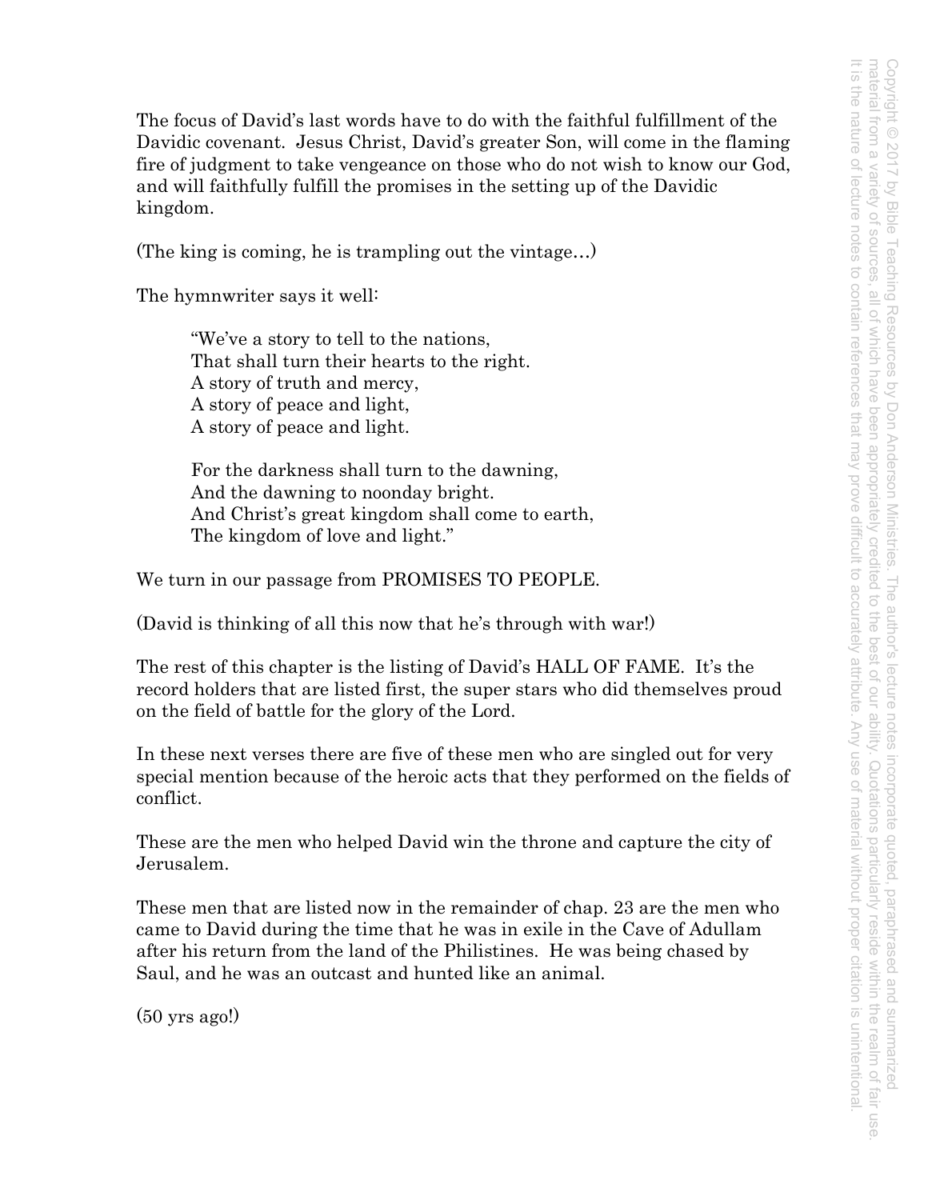The focus of David's last words have to do with the faithful fulfillment of the Davidic covenant. Jesus Christ, David's greater Son, will come in the flaming fire of judgment to take vengeance on those who do not wish to know our God, and will faithfully fulfill the promises in the setting up of the Davidic kingdom.

(The king is coming, he is trampling out the vintage…)

The hymnwriter says it well:

> "We've a story to tell to the nations,
> That shall turn their hearts to the right.
> A story of truth and mercy,
> A story of peace and light,
> A story of peace and light.
>
> For the darkness shall turn to the dawning,
> And the dawning to noonday bright.
> And Christ's great kingdom shall come to earth,
> The kingdom of love and light."

We turn in our passage from PROMISES TO PEOPLE.

(David is thinking of all this now that he's through with war!)

The rest of this chapter is the listing of David's HALL OF FAME. It's the record holders that are listed first, the super stars who did themselves proud on the field of battle for the glory of the Lord.

In these next verses there are five of these men who are singled out for very special mention because of the heroic acts that they performed on the fields of conflict.

These are the men who helped David win the throne and capture the city of Jerusalem.

These men that are listed now in the remainder of chap. 23 are the men who came to David during the time that he was in exile in the Cave of Adullam after his return from the land of the Philistines. He was being chased by Saul, and he was an outcast and hunted like an animal.

(50 yrs ago!)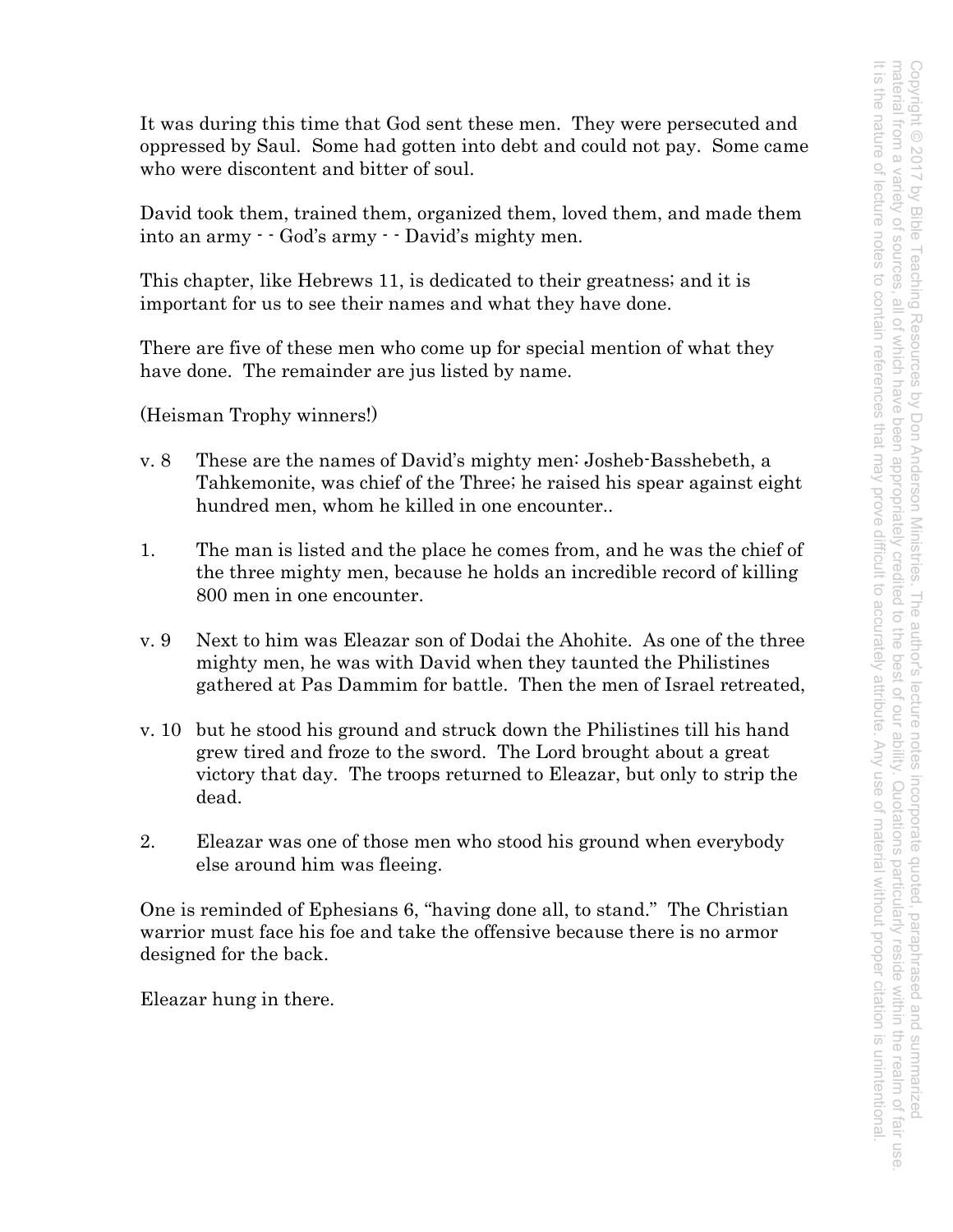It was during this time that God sent these men. They were persecuted and oppressed by Saul. Some had gotten into debt and could not pay. Some came who were discontent and bitter of soul.

David took them, trained them, organized them, loved them, and made them into an army - - God's army - - David's mighty men.

This chapter, like Hebrews 11, is dedicated to their greatness; and it is important for us to see their names and what they have done.

There are five of these men who come up for special mention of what they have done. The remainder are jus listed by name.

(Heisman Trophy winners!)

v. 8 These are the names of David's mighty men: Josheb-Basshebeth, a Tahkemonite, was chief of the Three; he raised his spear against eight hundred men, whom he killed in one encounter..

1. The man is listed and the place he comes from, and he was the chief of the three mighty men, because he holds an incredible record of killing 800 men in one encounter.

v. 9 Next to him was Eleazar son of Dodai the Ahohite. As one of the three mighty men, he was with David when they taunted the Philistines gathered at Pas Dammim for battle. Then the men of Israel retreated,

v. 10 but he stood his ground and struck down the Philistines till his hand grew tired and froze to the sword. The Lord brought about a great victory that day. The troops returned to Eleazar, but only to strip the dead.

2. Eleazar was one of those men who stood his ground when everybody else around him was fleeing.

One is reminded of Ephesians 6, "having done all, to stand." The Christian warrior must face his foe and take the offensive because there is no armor designed for the back.

Eleazar hung in there.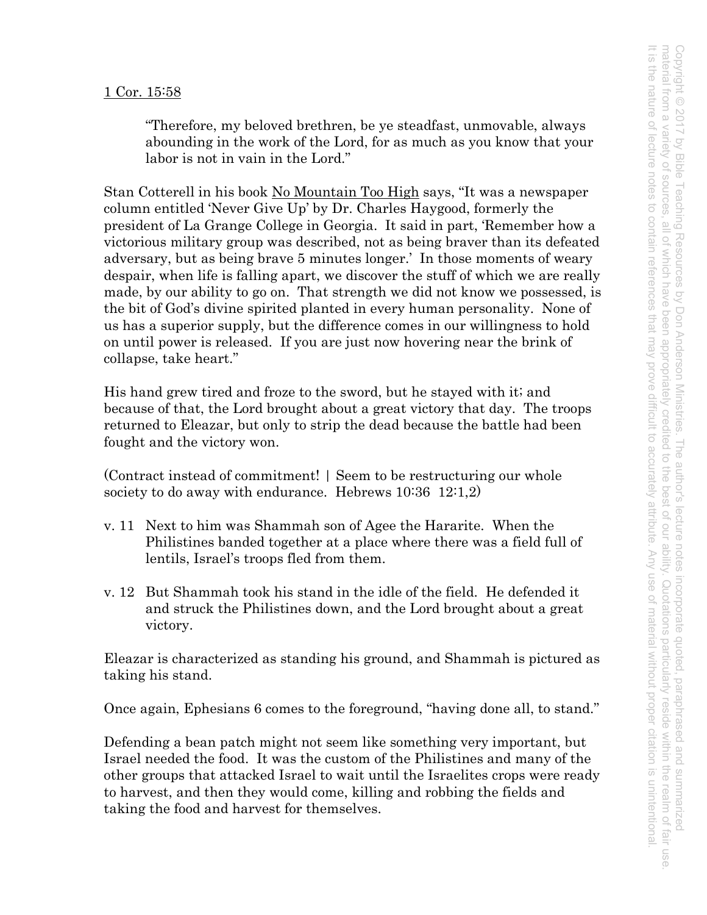1 Cor. 15:58

> "Therefore, my beloved brethren, be ye steadfast, unmovable, always abounding in the work of the Lord, for as much as you know that your labor is not in vain in the Lord."

Stan Cotterell in his book No Mountain Too High says, "It was a newspaper column entitled 'Never Give Up' by Dr. Charles Haygood, formerly the president of La Grange College in Georgia. It said in part, 'Remember how a victorious military group was described, not as being braver than its defeated adversary, but as being brave 5 minutes longer.' In those moments of weary despair, when life is falling apart, we discover the stuff of which we are really made, by our ability to go on. That strength we did not know we possessed, is the bit of God's divine spirited planted in every human personality. None of us has a superior supply, but the difference comes in our willingness to hold on until power is released. If you are just now hovering near the brink of collapse, take heart."

His hand grew tired and froze to the sword, but he stayed with it; and because of that, the Lord brought about a great victory that day. The troops returned to Eleazar, but only to strip the dead because the battle had been fought and the victory won.

(Contract instead of commitment! | Seem to be restructuring our whole society to do away with endurance. Hebrews 10:36 12:1,2)

- v. 11 Next to him was Shammah son of Agee the Hararite. When the Philistines banded together at a place where there was a field full of lentils, Israel's troops fled from them.

- v. 12 But Shammah took his stand in the idle of the field. He defended it and struck the Philistines down, and the Lord brought about a great victory.

Eleazar is characterized as standing his ground, and Shammah is pictured as taking his stand.

Once again, Ephesians 6 comes to the foreground, "having done all, to stand."

Defending a bean patch might not seem like something very important, but Israel needed the food. It was the custom of the Philistines and many of the other groups that attacked Israel to wait until the Israelites crops were ready to harvest, and then they would come, killing and robbing the fields and taking the food and harvest for themselves.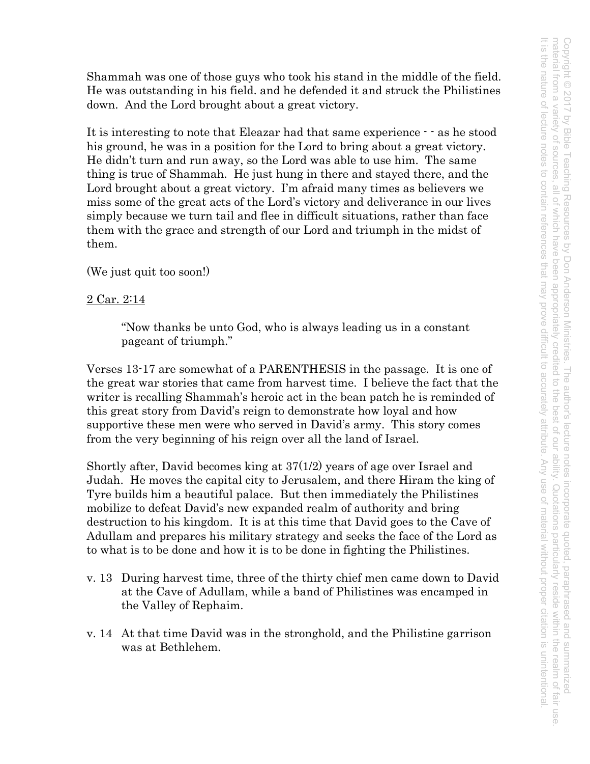Shammah was one of those guys who took his stand in the middle of the field. He was outstanding in his field. and he defended it and struck the Philistines down. And the Lord brought about a great victory.

It is interesting to note that Eleazar had that same experience - - as he stood his ground, he was in a position for the Lord to bring about a great victory. He didn't turn and run away, so the Lord was able to use him. The same thing is true of Shammah. He just hung in there and stayed there, and the Lord brought about a great victory. I'm afraid many times as believers we miss some of the great acts of the Lord's victory and deliverance in our lives simply because we turn tail and flee in difficult situations, rather than face them with the grace and strength of our Lord and triumph in the midst of them.

(We just quit too soon!)

<u>2 Car. 2:14</u>

> "Now thanks be unto God, who is always leading us in a constant pageant of triumph."

Verses 13-17 are somewhat of a PARENTHESIS in the passage. It is one of the great war stories that came from harvest time. I believe the fact that the writer is recalling Shammah's heroic act in the bean patch he is reminded of this great story from David's reign to demonstrate how loyal and how supportive these men were who served in David's army. This story comes from the very beginning of his reign over all the land of Israel.

Shortly after, David becomes king at 37(1/2) years of age over Israel and Judah. He moves the capital city to Jerusalem, and there Hiram the king of Tyre builds him a beautiful palace. But then immediately the Philistines mobilize to defeat David's new expanded realm of authority and bring destruction to his kingdom. It is at this time that David goes to the Cave of Adullam and prepares his military strategy and seeks the face of the Lord as to what is to be done and how it is to be done in fighting the Philistines.

- v. 13 During harvest time, three of the thirty chief men came down to David at the Cave of Adullam, while a band of Philistines was encamped in the Valley of Rephaim.

- v. 14 At that time David was in the stronghold, and the Philistine garrison was at Bethlehem.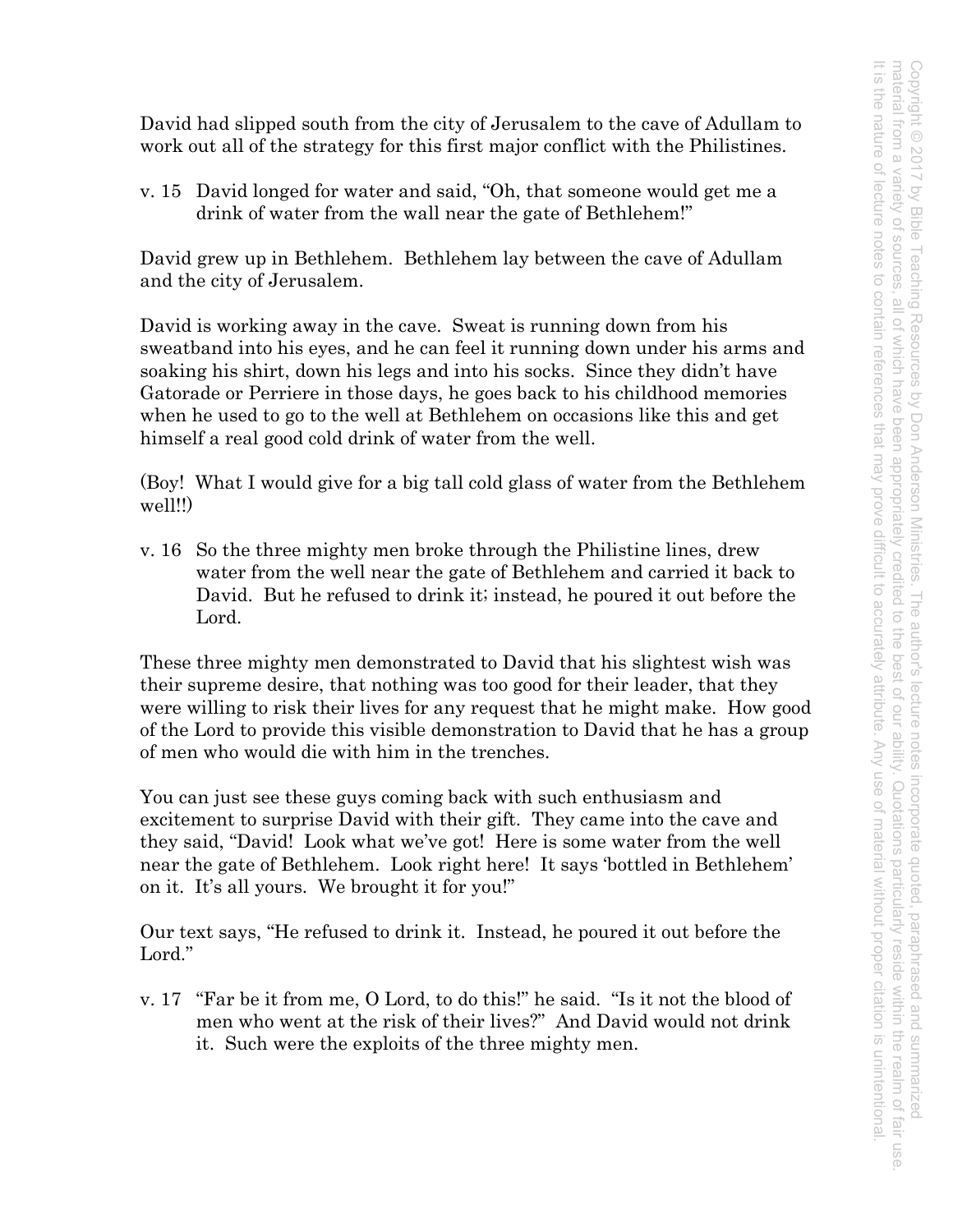David had slipped south from the city of Jerusalem to the cave of Adullam to work out all of the strategy for this first major conflict with the Philistines.

v. 15 David longed for water and said, "Oh, that someone would get me a drink of water from the wall near the gate of Bethlehem!"

David grew up in Bethlehem. Bethlehem lay between the cave of Adullam and the city of Jerusalem.

David is working away in the cave. Sweat is running down from his sweatband into his eyes, and he can feel it running down under his arms and soaking his shirt, down his legs and into his socks. Since they didn't have Gatorade or Perriere in those days, he goes back to his childhood memories when he used to go to the well at Bethlehem on occasions like this and get himself a real good cold drink of water from the well.

(Boy! What I would give for a big tall cold glass of water from the Bethlehem well!!)

v. 16 So the three mighty men broke through the Philistine lines, drew water from the well near the gate of Bethlehem and carried it back to David. But he refused to drink it; instead, he poured it out before the Lord.

These three mighty men demonstrated to David that his slightest wish was their supreme desire, that nothing was too good for their leader, that they were willing to risk their lives for any request that he might make. How good of the Lord to provide this visible demonstration to David that he has a group of men who would die with him in the trenches.

You can just see these guys coming back with such enthusiasm and excitement to surprise David with their gift. They came into the cave and they said, "David! Look what we've got! Here is some water from the well near the gate of Bethlehem. Look right here! It says 'bottled in Bethlehem' on it. It's all yours. We brought it for you!"

Our text says, "He refused to drink it. Instead, he poured it out before the Lord."

v. 17 "Far be it from me, O Lord, to do this!" he said. "Is it not the blood of men who went at the risk of their lives?" And David would not drink it. Such were the exploits of the three mighty men.

Copyright © 2017 by Bible Teaching Resources by Don Anderson Ministries. The author's lecture notes incorporate quoted, paraphrased and summarized material from a variety of sources, all of which have been appropriately credited to the best of our ability. Quotations particularly reside within the realm of fair use. It is the nature of lecture notes to contain references that may prove difficult to accurately attribute. Any use of material without proper citation is unintentional.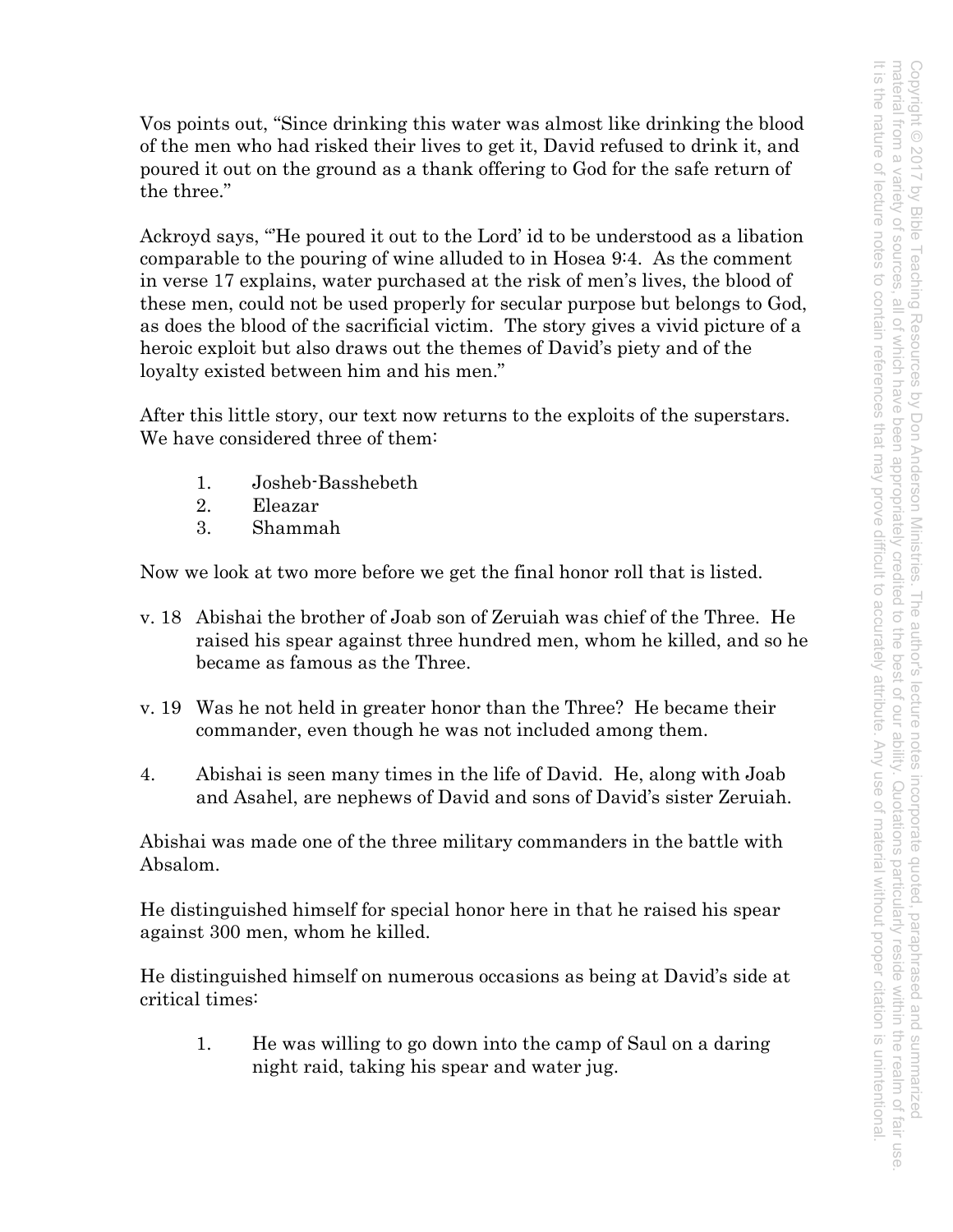Vos points out, "Since drinking this water was almost like drinking the blood of the men who had risked their lives to get it, David refused to drink it, and poured it out on the ground as a thank offering to God for the safe return of the three."

Ackroyd says, "'He poured it out to the Lord' id to be understood as a libation comparable to the pouring of wine alluded to in Hosea 9:4. As the comment in verse 17 explains, water purchased at the risk of men's lives, the blood of these men, could not be used properly for secular purpose but belongs to God, as does the blood of the sacrificial victim. The story gives a vivid picture of a heroic exploit but also draws out the themes of David's piety and of the loyalty existed between him and his men."

After this little story, our text now returns to the exploits of the superstars. We have considered three of them:

1. Josheb-Basshebeth
2. Eleazar
3. Shammah

Now we look at two more before we get the final honor roll that is listed.

v. 18 Abishai the brother of Joab son of Zeruiah was chief of the Three. He raised his spear against three hundred men, whom he killed, and so he became as famous as the Three.

v. 19 Was he not held in greater honor than the Three? He became their commander, even though he was not included among them.

4. Abishai is seen many times in the life of David. He, along with Joab and Asahel, are nephews of David and sons of David's sister Zeruiah.

Abishai was made one of the three military commanders in the battle with Absalom.

He distinguished himself for special honor here in that he raised his spear against 300 men, whom he killed.

He distinguished himself on numerous occasions as being at David's side at critical times:

1. He was willing to go down into the camp of Saul on a daring night raid, taking his spear and water jug.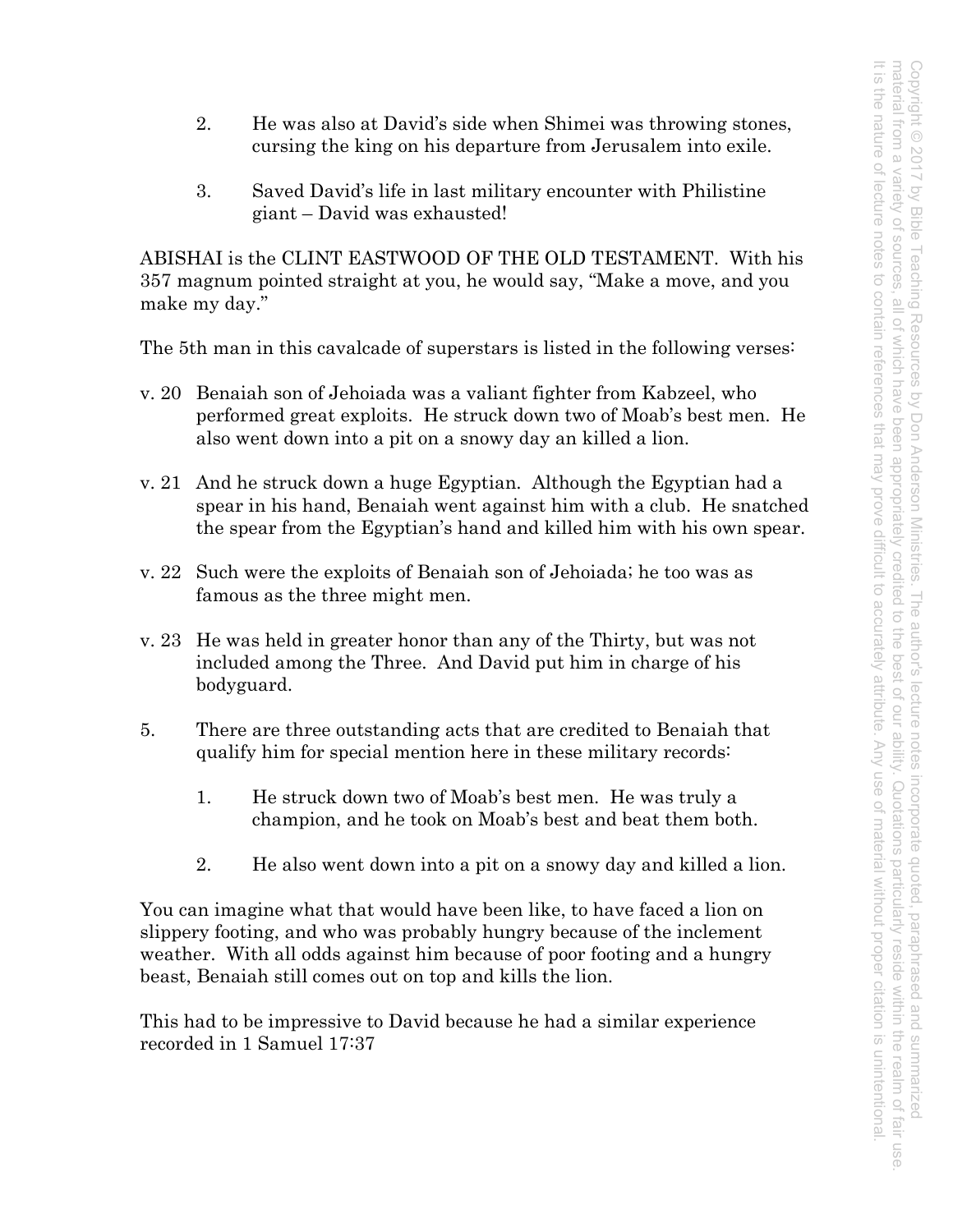2. He was also at David's side when Shimei was throwing stones, cursing the king on his departure from Jerusalem into exile.

3. Saved David's life in last military encounter with Philistine giant – David was exhausted!

ABISHAI is the CLINT EASTWOOD OF THE OLD TESTAMENT. With his 357 magnum pointed straight at you, he would say, "Make a move, and you make my day."

The 5th man in this cavalcade of superstars is listed in the following verses:

v. 20 Benaiah son of Jehoiada was a valiant fighter from Kabzeel, who performed great exploits. He struck down two of Moab's best men. He also went down into a pit on a snowy day an killed a lion.

v. 21 And he struck down a huge Egyptian. Although the Egyptian had a spear in his hand, Benaiah went against him with a club. He snatched the spear from the Egyptian's hand and killed him with his own spear.

v. 22 Such were the exploits of Benaiah son of Jehoiada; he too was as famous as the three might men.

v. 23 He was held in greater honor than any of the Thirty, but was not included among the Three. And David put him in charge of his bodyguard.

5. There are three outstanding acts that are credited to Benaiah that qualify him for special mention here in these military records:

    1. He struck down two of Moab's best men. He was truly a champion, and he took on Moab's best and beat them both.

    2. He also went down into a pit on a snowy day and killed a lion.

You can imagine what that would have been like, to have faced a lion on slippery footing, and who was probably hungry because of the inclement weather. With all odds against him because of poor footing and a hungry beast, Benaiah still comes out on top and kills the lion.

This had to be impressive to David because he had a similar experience recorded in 1 Samuel 17:37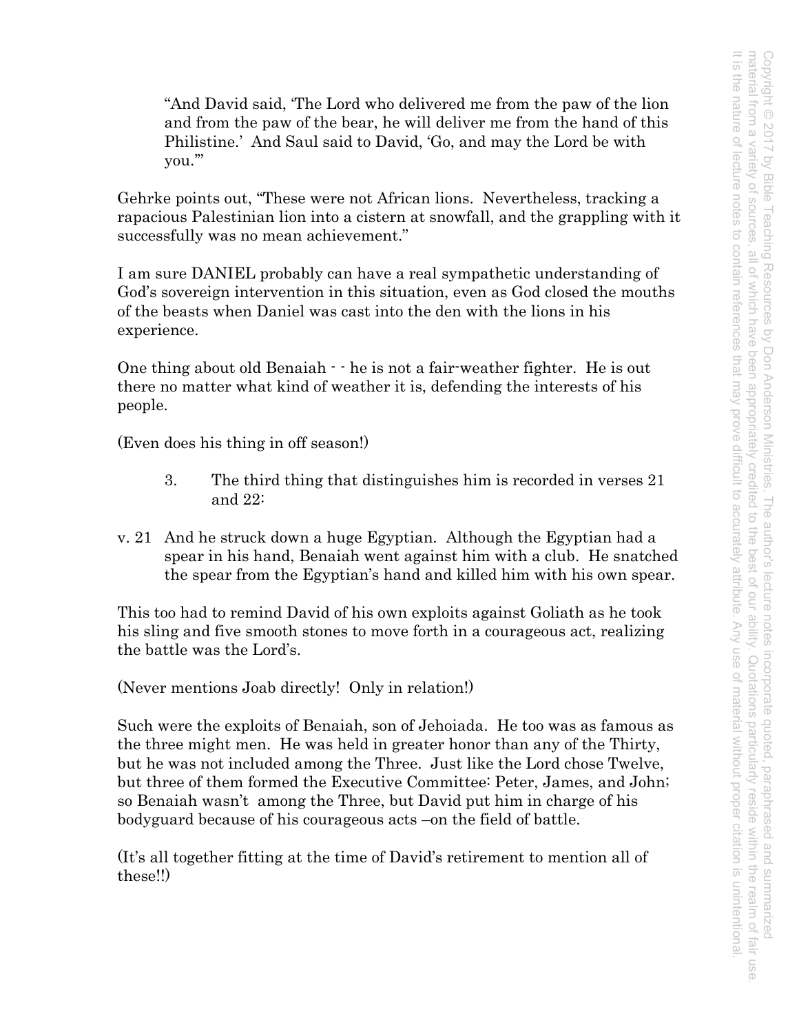> "And David said, 'The Lord who delivered me from the paw of the lion and from the paw of the bear, he will deliver me from the hand of this Philistine.' And Saul said to David, 'Go, and may the Lord be with you.'"

Gehrke points out, "These were not African lions. Nevertheless, tracking a rapacious Palestinian lion into a cistern at snowfall, and the grappling with it successfully was no mean achievement."

I am sure DANIEL probably can have a real sympathetic understanding of God's sovereign intervention in this situation, even as God closed the mouths of the beasts when Daniel was cast into the den with the lions in his experience.

One thing about old Benaiah - - he is not a fair-weather fighter. He is out there no matter what kind of weather it is, defending the interests of his people.

(Even does his thing in off season!)

3. The third thing that distinguishes him is recorded in verses 21 and 22:

v. 21 And he struck down a huge Egyptian. Although the Egyptian had a spear in his hand, Benaiah went against him with a club. He snatched the spear from the Egyptian's hand and killed him with his own spear.

This too had to remind David of his own exploits against Goliath as he took his sling and five smooth stones to move forth in a courageous act, realizing the battle was the Lord's.

(Never mentions Joab directly! Only in relation!)

Such were the exploits of Benaiah, son of Jehoiada. He too was as famous as the three might men. He was held in greater honor than any of the Thirty, but he was not included among the Three. Just like the Lord chose Twelve, but three of them formed the Executive Committee: Peter, James, and John; so Benaiah wasn't among the Three, but David put him in charge of his bodyguard because of his courageous acts –on the field of battle.

(It's all together fitting at the time of David's retirement to mention all of these!!)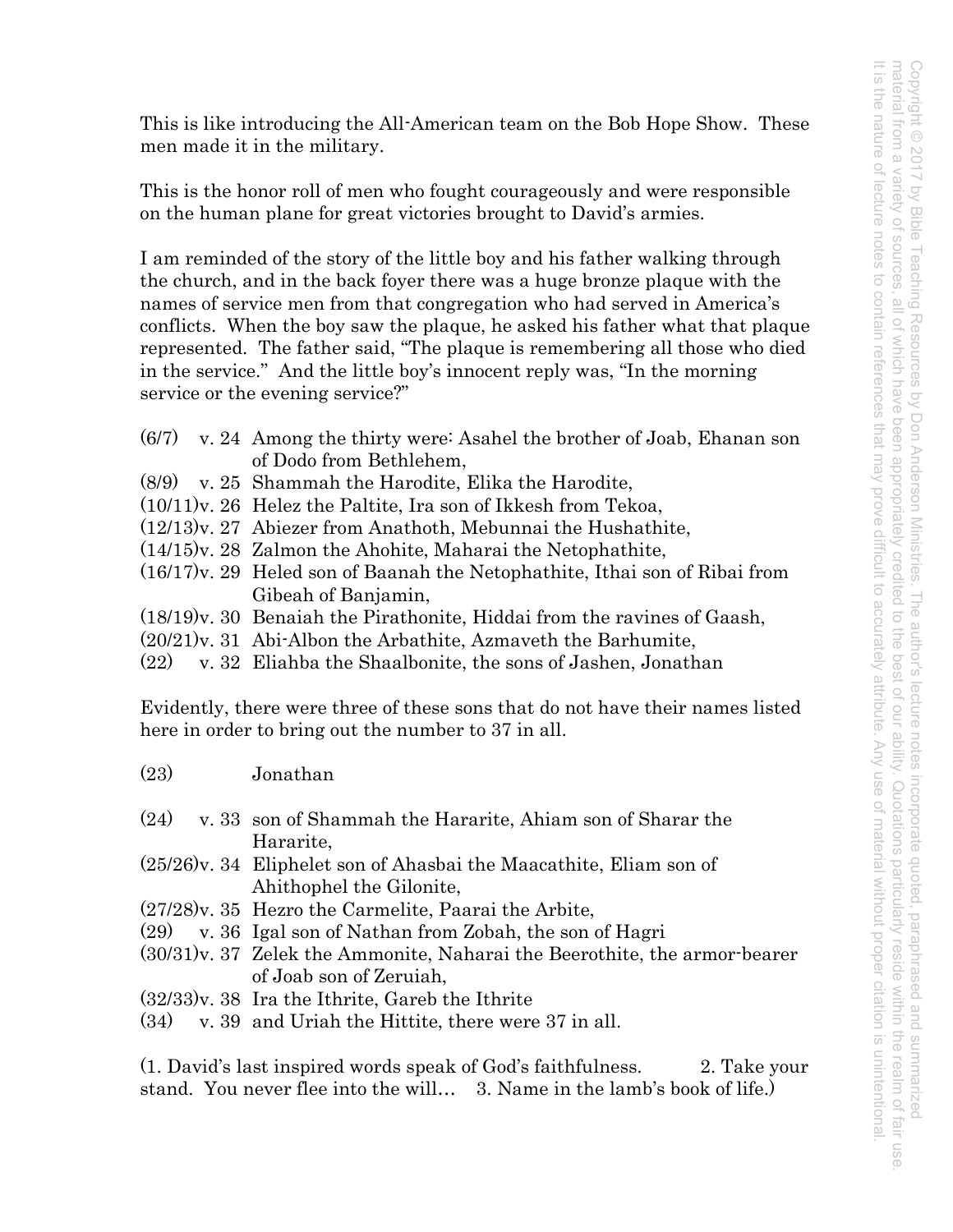This is like introducing the All-American team on the Bob Hope Show. These men made it in the military.

This is the honor roll of men who fought courageously and were responsible on the human plane for great victories brought to David's armies.

I am reminded of the story of the little boy and his father walking through the church, and in the back foyer there was a huge bronze plaque with the names of service men from that congregation who had served in America's conflicts. When the boy saw the plaque, he asked his father what that plaque represented. The father said, "The plaque is remembering all those who died in the service." And the little boy's innocent reply was, "In the morning service or the evening service?"

(6/7) v. 24 Among the thirty were: Asahel the brother of Joab, Ehanan son of Dodo from Bethlehem,
(8/9) v. 25 Shammah the Harodite, Elika the Harodite,
(10/11)v. 26 Helez the Paltite, Ira son of Ikkesh from Tekoa,
(12/13)v. 27 Abiezer from Anathoth, Mebunnai the Hushathite,
(14/15)v. 28 Zalmon the Ahohite, Maharai the Netophathite,
(16/17)v. 29 Heled son of Baanah the Netophathite, Ithai son of Ribai from Gibeah of Banjamin,
(18/19)v. 30 Benaiah the Pirathonite, Hiddai from the ravines of Gaash,
(20/21)v. 31 Abi-Albon the Arbathite, Azmaveth the Barhumite,
(22) v. 32 Eliahba the Shaalbonite, the sons of Jashen, Jonathan

Evidently, there were three of these sons that do not have their names listed here in order to bring out the number to 37 in all.

(23) Jonathan

(24) v. 33 son of Shammah the Hararite, Ahiam son of Sharar the Hararite,
(25/26)v. 34 Eliphelet son of Ahasbai the Maacathite, Eliam son of Ahithophel the Gilonite,
(27/28)v. 35 Hezro the Carmelite, Paarai the Arbite,
(29) v. 36 Igal son of Nathan from Zobah, the son of Hagri
(30/31)v. 37 Zelek the Ammonite, Naharai the Beerothite, the armor-bearer of Joab son of Zeruiah,
(32/33)v. 38 Ira the Ithrite, Gareb the Ithrite
(34) v. 39 and Uriah the Hittite, there were 37 in all.

(1. David's last inspired words speak of God's faithfulness. 2. Take your stand. You never flee into the will… 3. Name in the lamb's book of life.)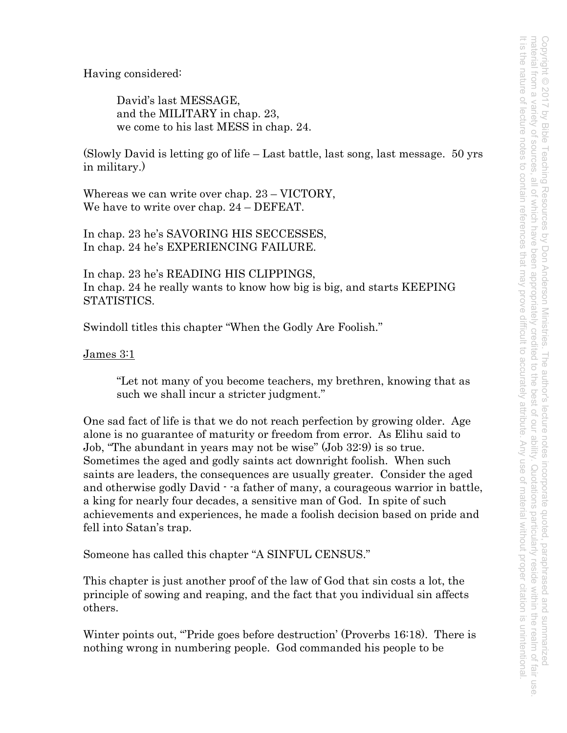Having considered:

> David's last MESSAGE,
> and the MILITARY in chap. 23,
> we come to his last MESS in chap. 24.

(Slowly David is letting go of life – Last battle, last song, last message. 50 yrs in military.)

Whereas we can write over chap. 23 – VICTORY,
We have to write over chap. 24 – DEFEAT.

In chap. 23 he's SAVORING HIS SECCESSES,
In chap. 24 he's EXPERIENCING FAILURE.

In chap. 23 he's READING HIS CLIPPINGS,
In chap. 24 he really wants to know how big is big, and starts KEEPING STATISTICS.

Swindoll titles this chapter "When the Godly Are Foolish."

<u>James 3:1</u>

> "Let not many of you become teachers, my brethren, knowing that as such we shall incur a stricter judgment."

One sad fact of life is that we do not reach perfection by growing older. Age alone is no guarantee of maturity or freedom from error. As Elihu said to Job, "The abundant in years may not be wise" (Job 32:9) is so true. Sometimes the aged and godly saints act downright foolish. When such saints are leaders, the consequences are usually greater. Consider the aged and otherwise godly David - -a father of many, a courageous warrior in battle, a king for nearly four decades, a sensitive man of God. In spite of such achievements and experiences, he made a foolish decision based on pride and fell into Satan's trap.

Someone has called this chapter "A SINFUL CENSUS."

This chapter is just another proof of the law of God that sin costs a lot, the principle of sowing and reaping, and the fact that you individual sin affects others.

Winter points out, "'Pride goes before destruction' (Proverbs 16:18). There is nothing wrong in numbering people. God commanded his people to be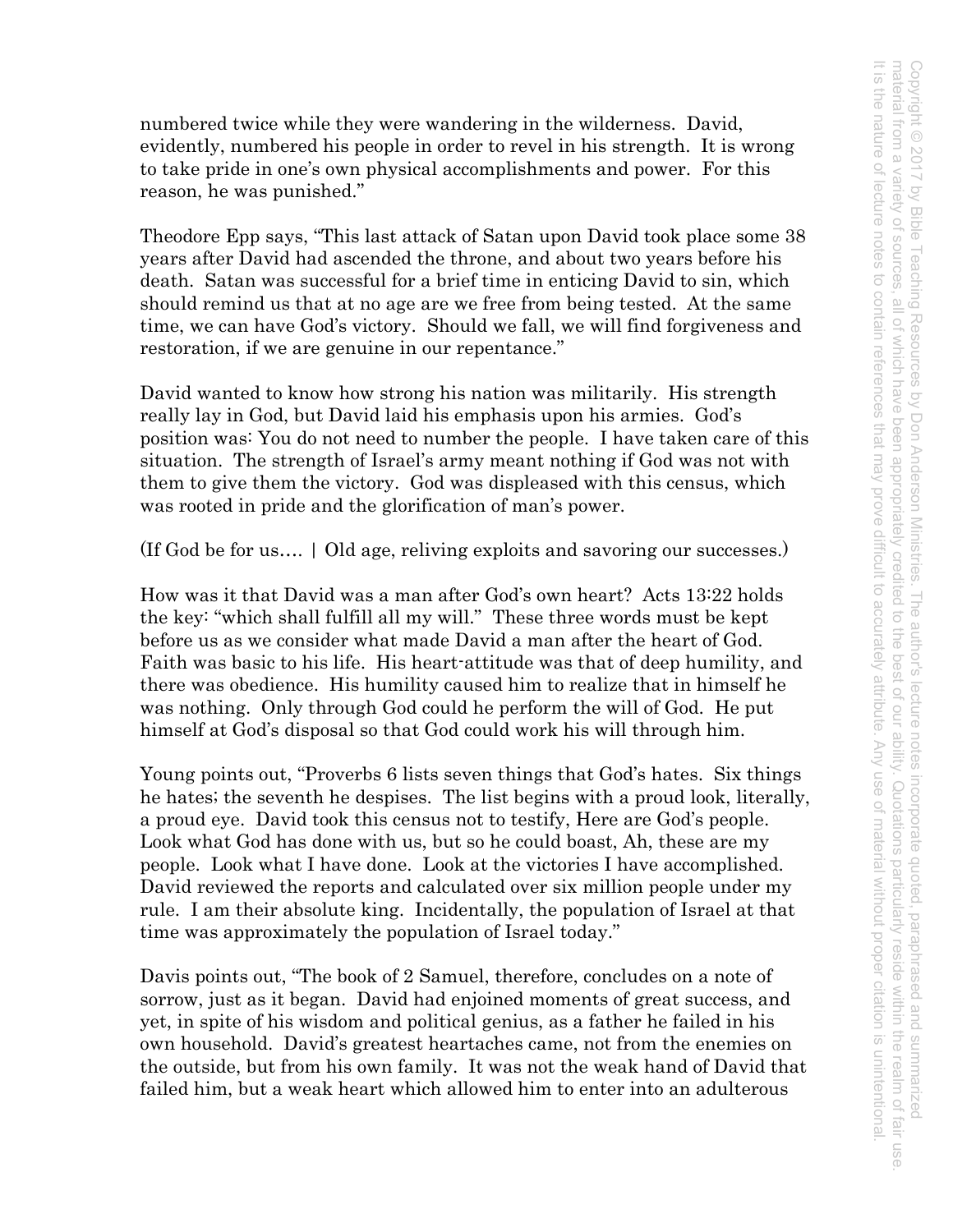numbered twice while they were wandering in the wilderness. David, evidently, numbered his people in order to revel in his strength. It is wrong to take pride in one's own physical accomplishments and power. For this reason, he was punished."

Theodore Epp says, "This last attack of Satan upon David took place some 38 years after David had ascended the throne, and about two years before his death. Satan was successful for a brief time in enticing David to sin, which should remind us that at no age are we free from being tested. At the same time, we can have God's victory. Should we fall, we will find forgiveness and restoration, if we are genuine in our repentance."

David wanted to know how strong his nation was militarily. His strength really lay in God, but David laid his emphasis upon his armies. God's position was: You do not need to number the people. I have taken care of this situation. The strength of Israel's army meant nothing if God was not with them to give them the victory. God was displeased with this census, which was rooted in pride and the glorification of man's power.

(If God be for us…. | Old age, reliving exploits and savoring our successes.)

How was it that David was a man after God's own heart? Acts 13:22 holds the key: "which shall fulfill all my will." These three words must be kept before us as we consider what made David a man after the heart of God. Faith was basic to his life. His heart-attitude was that of deep humility, and there was obedience. His humility caused him to realize that in himself he was nothing. Only through God could he perform the will of God. He put himself at God's disposal so that God could work his will through him.

Young points out, "Proverbs 6 lists seven things that God's hates. Six things he hates; the seventh he despises. The list begins with a proud look, literally, a proud eye. David took this census not to testify, Here are God's people. Look what God has done with us, but so he could boast, Ah, these are my people. Look what I have done. Look at the victories I have accomplished. David reviewed the reports and calculated over six million people under my rule. I am their absolute king. Incidentally, the population of Israel at that time was approximately the population of Israel today."

Davis points out, "The book of 2 Samuel, therefore, concludes on a note of sorrow, just as it began. David had enjoined moments of great success, and yet, in spite of his wisdom and political genius, as a father he failed in his own household. David's greatest heartaches came, not from the enemies on the outside, but from his own family. It was not the weak hand of David that failed him, but a weak heart which allowed him to enter into an adulterous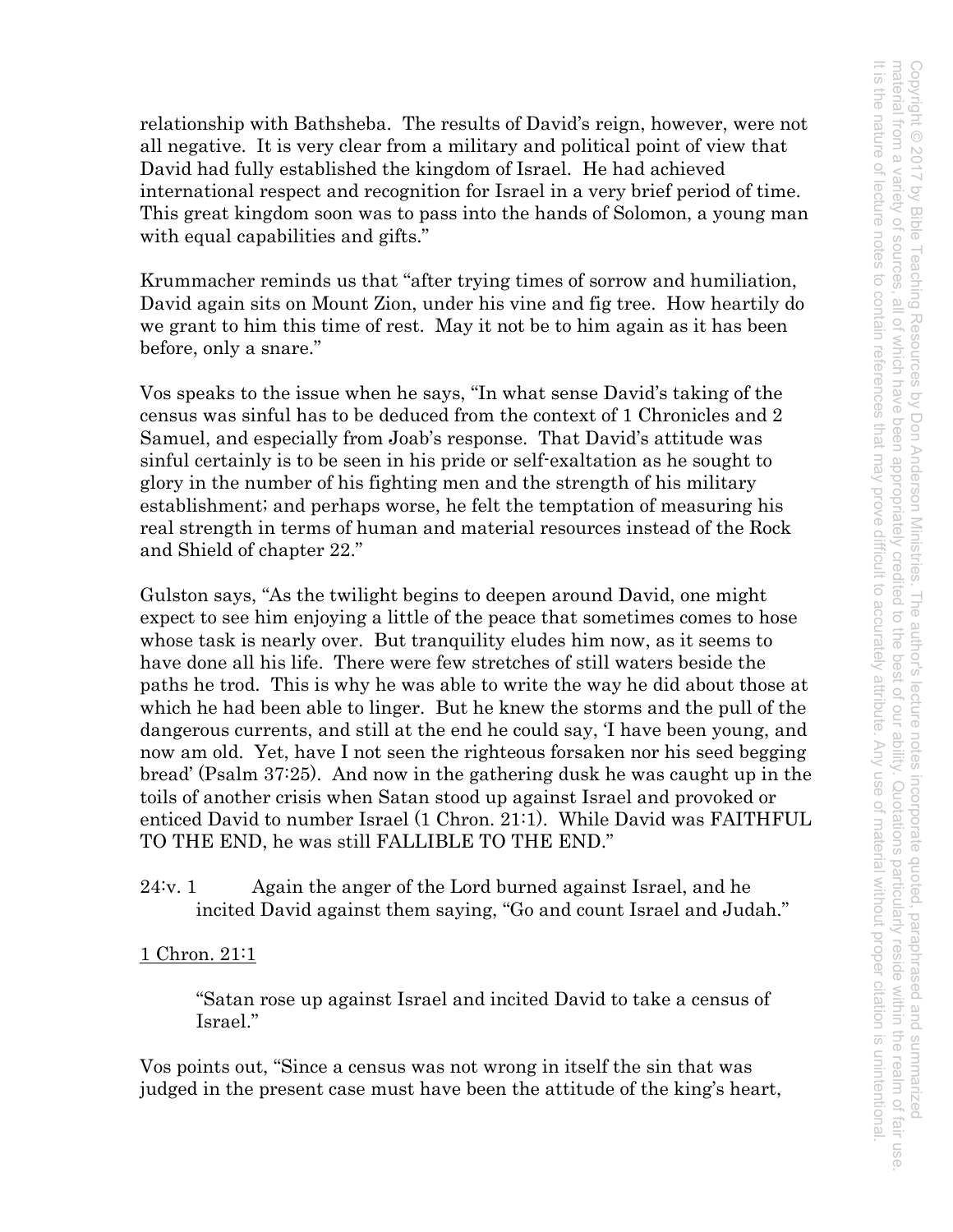relationship with Bathsheba. The results of David's reign, however, were not all negative. It is very clear from a military and political point of view that David had fully established the kingdom of Israel. He had achieved international respect and recognition for Israel in a very brief period of time. This great kingdom soon was to pass into the hands of Solomon, a young man with equal capabilities and gifts."

Krummacher reminds us that "after trying times of sorrow and humiliation, David again sits on Mount Zion, under his vine and fig tree. How heartily do we grant to him this time of rest. May it not be to him again as it has been before, only a snare."

Vos speaks to the issue when he says, "In what sense David's taking of the census was sinful has to be deduced from the context of 1 Chronicles and 2 Samuel, and especially from Joab's response. That David's attitude was sinful certainly is to be seen in his pride or self-exaltation as he sought to glory in the number of his fighting men and the strength of his military establishment; and perhaps worse, he felt the temptation of measuring his real strength in terms of human and material resources instead of the Rock and Shield of chapter 22."

Gulston says, "As the twilight begins to deepen around David, one might expect to see him enjoying a little of the peace that sometimes comes to hose whose task is nearly over. But tranquility eludes him now, as it seems to have done all his life. There were few stretches of still waters beside the paths he trod. This is why he was able to write the way he did about those at which he had been able to linger. But he knew the storms and the pull of the dangerous currents, and still at the end he could say, 'I have been young, and now am old. Yet, have I not seen the righteous forsaken nor his seed begging bread' (Psalm 37:25). And now in the gathering dusk he was caught up in the toils of another crisis when Satan stood up against Israel and provoked or enticed David to number Israel (1 Chron. 21:1). While David was FAITHFUL TO THE END, he was still FALLIBLE TO THE END."

24:v. 1 Again the anger of the Lord burned against Israel, and he incited David against them saying, "Go and count Israel and Judah."

<u>1 Chron. 21:1</u>

> "Satan rose up against Israel and incited David to take a census of Israel."

Vos points out, "Since a census was not wrong in itself the sin that was judged in the present case must have been the attitude of the king's heart,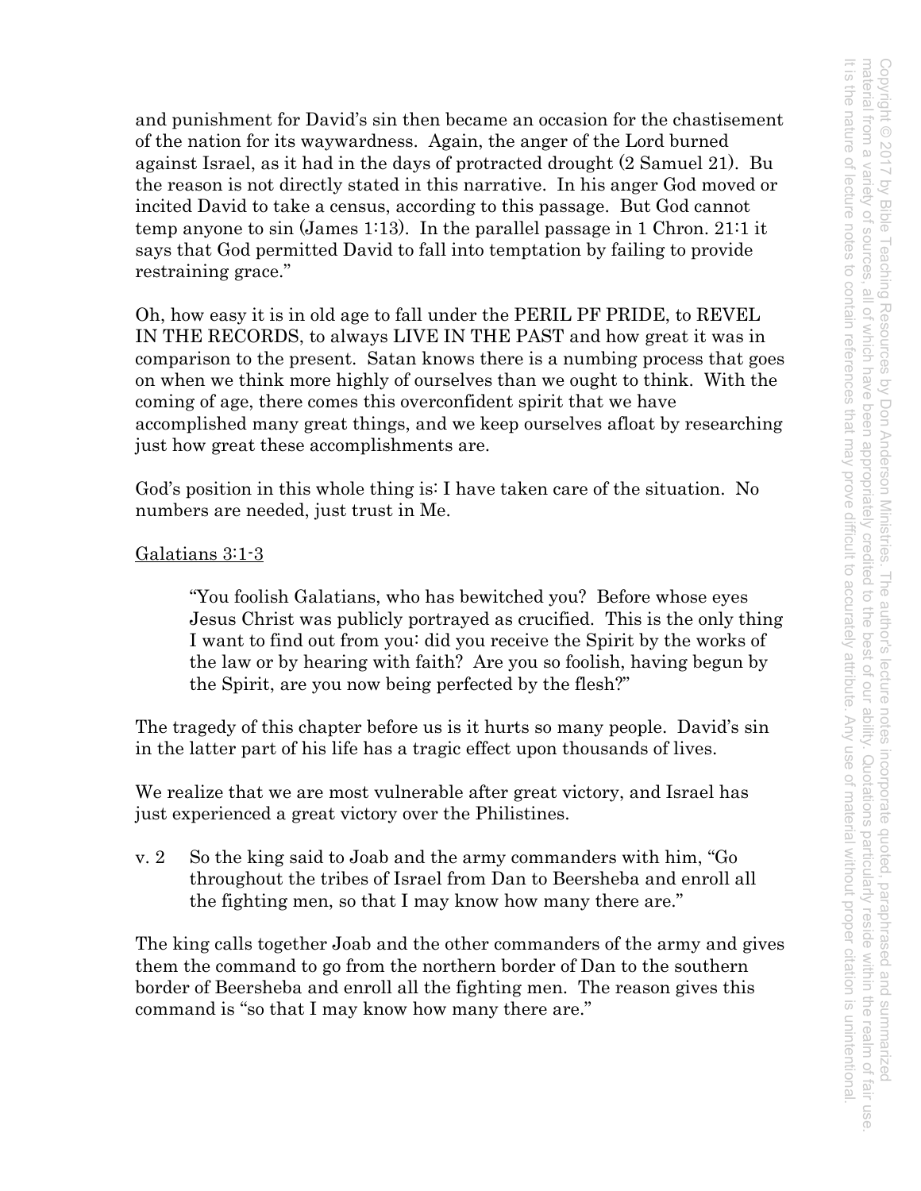and punishment for David's sin then became an occasion for the chastisement of the nation for its waywardness. Again, the anger of the Lord burned against Israel, as it had in the days of protracted drought (2 Samuel 21). Bu the reason is not directly stated in this narrative. In his anger God moved or incited David to take a census, according to this passage. But God cannot temp anyone to sin (James 1:13). In the parallel passage in 1 Chron. 21:1 it says that God permitted David to fall into temptation by failing to provide restraining grace."

Oh, how easy it is in old age to fall under the PERIL PF PRIDE, to REVEL IN THE RECORDS, to always LIVE IN THE PAST and how great it was in comparison to the present. Satan knows there is a numbing process that goes on when we think more highly of ourselves than we ought to think. With the coming of age, there comes this overconfident spirit that we have accomplished many great things, and we keep ourselves afloat by researching just how great these accomplishments are.

God's position in this whole thing is: I have taken care of the situation. No numbers are needed, just trust in Me.

<u>Galatians 3:1-3</u>

> "You foolish Galatians, who has bewitched you? Before whose eyes Jesus Christ was publicly portrayed as crucified. This is the only thing I want to find out from you: did you receive the Spirit by the works of the law or by hearing with faith? Are you so foolish, having begun by the Spirit, are you now being perfected by the flesh?"

The tragedy of this chapter before us is it hurts so many people. David's sin in the latter part of his life has a tragic effect upon thousands of lives.

We realize that we are most vulnerable after great victory, and Israel has just experienced a great victory over the Philistines.

v. 2 So the king said to Joab and the army commanders with him, "Go throughout the tribes of Israel from Dan to Beersheba and enroll all the fighting men, so that I may know how many there are."

The king calls together Joab and the other commanders of the army and gives them the command to go from the northern border of Dan to the southern border of Beersheba and enroll all the fighting men. The reason gives this command is "so that I may know how many there are."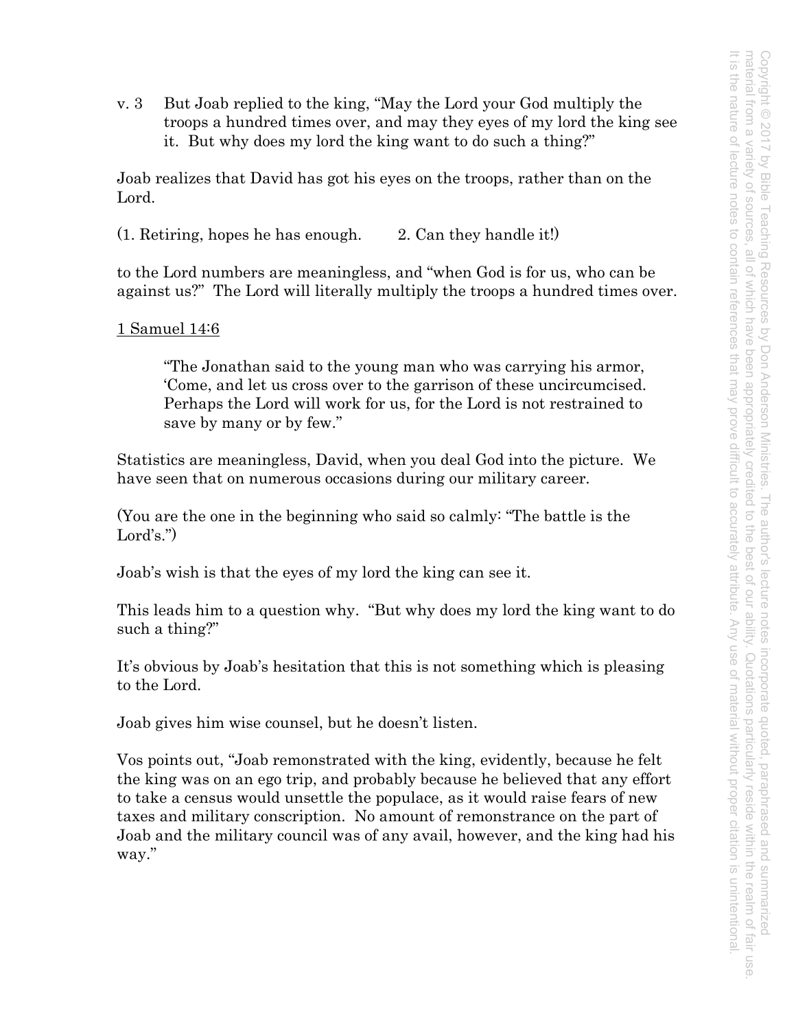v. 3 But Joab replied to the king, "May the Lord your God multiply the troops a hundred times over, and may they eyes of my lord the king see it. But why does my lord the king want to do such a thing?"

Joab realizes that David has got his eyes on the troops, rather than on the Lord.

(1. Retiring, hopes he has enough. 2. Can they handle it!)

to the Lord numbers are meaningless, and "when God is for us, who can be against us?" The Lord will literally multiply the troops a hundred times over.

<u>1 Samuel 14:6</u>

> "The Jonathan said to the young man who was carrying his armor, 'Come, and let us cross over to the garrison of these uncircumcised. Perhaps the Lord will work for us, for the Lord is not restrained to save by many or by few."

Statistics are meaningless, David, when you deal God into the picture. We have seen that on numerous occasions during our military career.

(You are the one in the beginning who said so calmly: "The battle is the Lord's.")

Joab's wish is that the eyes of my lord the king can see it.

This leads him to a question why. "But why does my lord the king want to do such a thing?"

It's obvious by Joab's hesitation that this is not something which is pleasing to the Lord.

Joab gives him wise counsel, but he doesn't listen.

Vos points out, "Joab remonstrated with the king, evidently, because he felt the king was on an ego trip, and probably because he believed that any effort to take a census would unsettle the populace, as it would raise fears of new taxes and military conscription. No amount of remonstrance on the part of Joab and the military council was of any avail, however, and the king had his way."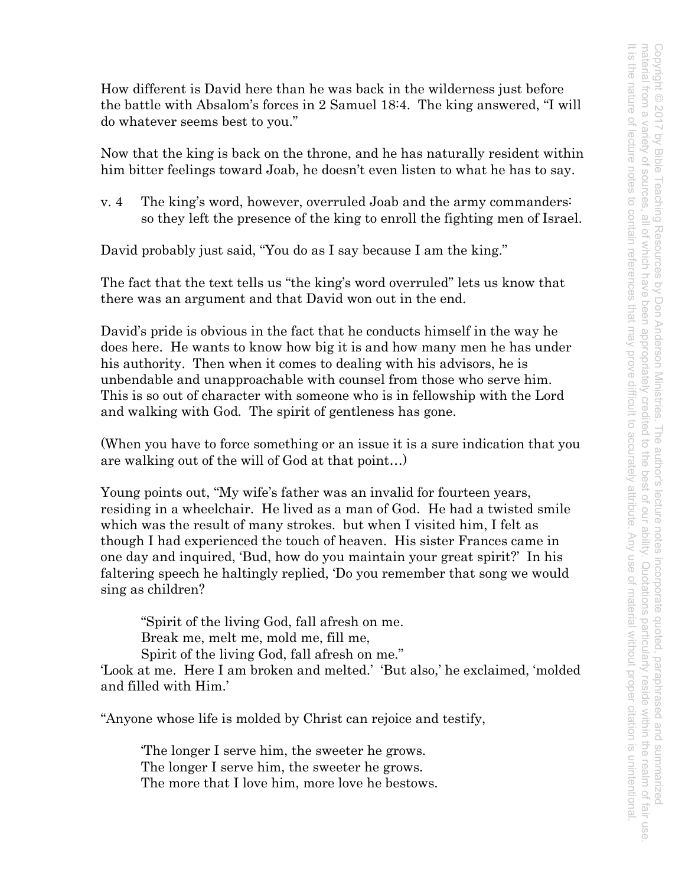How different is David here than he was back in the wilderness just before the battle with Absalom's forces in 2 Samuel 18:4. The king answered, "I will do whatever seems best to you."

Now that the king is back on the throne, and he has naturally resident within him bitter feelings toward Joab, he doesn't even listen to what he has to say.

v. 4 The king's word, however, overruled Joab and the army commanders: so they left the presence of the king to enroll the fighting men of Israel.

David probably just said, "You do as I say because I am the king."

The fact that the text tells us "the king's word overruled" lets us know that there was an argument and that David won out in the end.

David's pride is obvious in the fact that he conducts himself in the way he does here. He wants to know how big it is and how many men he has under his authority. Then when it comes to dealing with his advisors, he is unbendable and unapproachable with counsel from those who serve him. This is so out of character with someone who is in fellowship with the Lord and walking with God. The spirit of gentleness has gone.

(When you have to force something or an issue it is a sure indication that you are walking out of the will of God at that point…)

Young points out, "My wife's father was an invalid for fourteen years, residing in a wheelchair. He lived as a man of God. He had a twisted smile which was the result of many strokes. but when I visited him, I felt as though I had experienced the touch of heaven. His sister Frances came in one day and inquired, 'Bud, how do you maintain your great spirit?' In his faltering speech he haltingly replied, 'Do you remember that song we would sing as children?

> "Spirit of the living God, fall afresh on me.
> Break me, melt me, mold me, fill me,
> Spirit of the living God, fall afresh on me."

'Look at me. Here I am broken and melted.' 'But also,' he exclaimed, 'molded and filled with Him.'

"Anyone whose life is molded by Christ can rejoice and testify,

> 'The longer I serve him, the sweeter he grows.
> The longer I serve him, the sweeter he grows.
> The more that I love him, more love he bestows.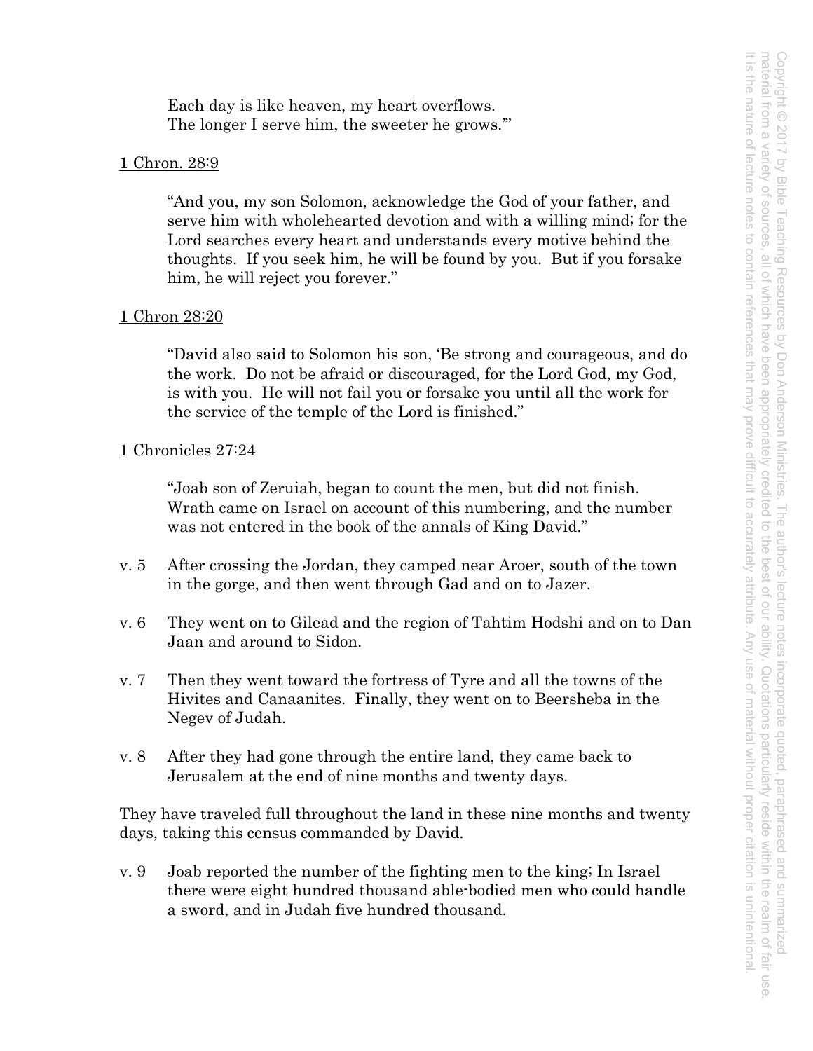Each day is like heaven, my heart overflows.
The longer I serve him, the sweeter he grows.'"

<u>1 Chron. 28:9</u>

"And you, my son Solomon, acknowledge the God of your father, and serve him with wholehearted devotion and with a willing mind; for the Lord searches every heart and understands every motive behind the thoughts. If you seek him, he will be found by you. But if you forsake him, he will reject you forever."

<u>1 Chron 28:20</u>

"David also said to Solomon his son, 'Be strong and courageous, and do the work. Do not be afraid or discouraged, for the Lord God, my God, is with you. He will not fail you or forsake you until all the work for the service of the temple of the Lord is finished."

<u>1 Chronicles 27:24</u>

"Joab son of Zeruiah, began to count the men, but did not finish. Wrath came on Israel on account of this numbering, and the number was not entered in the book of the annals of King David."

v. 5 After crossing the Jordan, they camped near Aroer, south of the town in the gorge, and then went through Gad and on to Jazer.

v. 6 They went on to Gilead and the region of Tahtim Hodshi and on to Dan Jaan and around to Sidon.

v. 7 Then they went toward the fortress of Tyre and all the towns of the Hivites and Canaanites. Finally, they went on to Beersheba in the Negev of Judah.

v. 8 After they had gone through the entire land, they came back to Jerusalem at the end of nine months and twenty days.

They have traveled full throughout the land in these nine months and twenty days, taking this census commanded by David.

v. 9 Joab reported the number of the fighting men to the king; In Israel there were eight hundred thousand able-bodied men who could handle a sword, and in Judah five hundred thousand.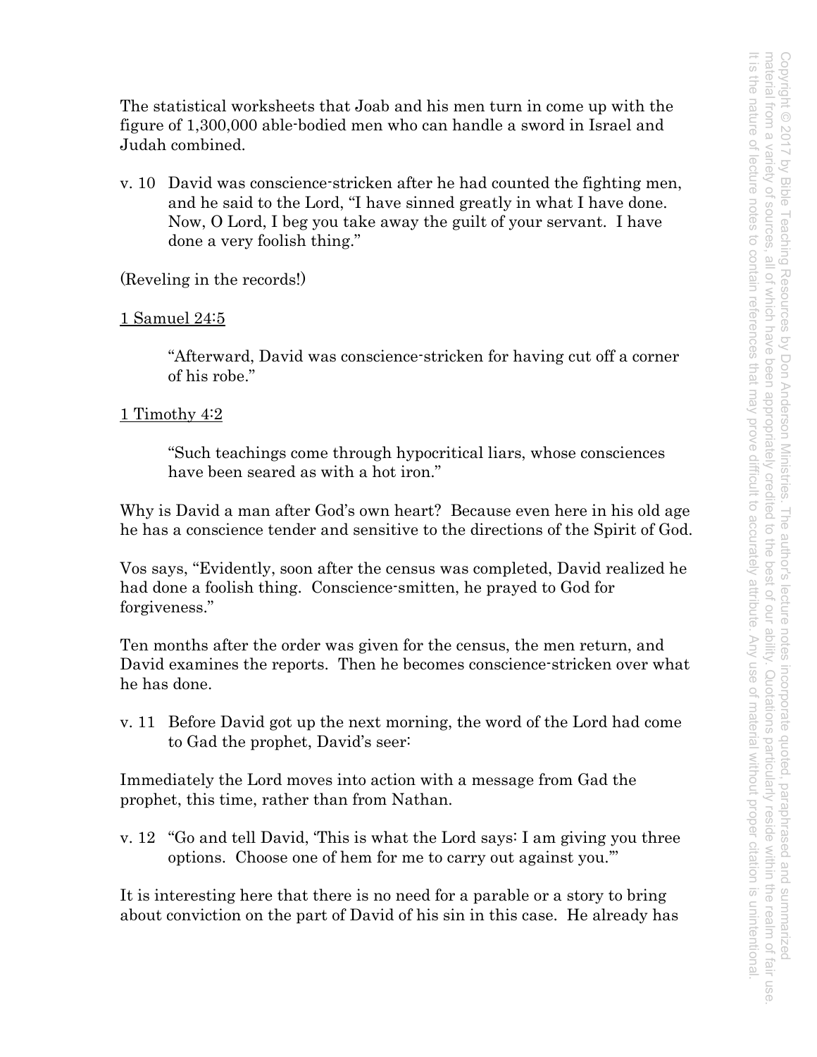The statistical worksheets that Joab and his men turn in come up with the figure of 1,300,000 able-bodied men who can handle a sword in Israel and Judah combined.

v. 10 David was conscience-stricken after he had counted the fighting men, and he said to the Lord, "I have sinned greatly in what I have done. Now, O Lord, I beg you take away the guilt of your servant. I have done a very foolish thing."

(Reveling in the records!)

<u>1 Samuel 24:5</u>

> "Afterward, David was conscience-stricken for having cut off a corner of his robe."

<u>1 Timothy 4:2</u>

> "Such teachings come through hypocritical liars, whose consciences have been seared as with a hot iron."

Why is David a man after God's own heart? Because even here in his old age he has a conscience tender and sensitive to the directions of the Spirit of God.

Vos says, "Evidently, soon after the census was completed, David realized he had done a foolish thing. Conscience-smitten, he prayed to God for forgiveness."

Ten months after the order was given for the census, the men return, and David examines the reports. Then he becomes conscience-stricken over what he has done.

v. 11 Before David got up the next morning, the word of the Lord had come to Gad the prophet, David's seer:

Immediately the Lord moves into action with a message from Gad the prophet, this time, rather than from Nathan.

v. 12 "Go and tell David, 'This is what the Lord says: I am giving you three options. Choose one of hem for me to carry out against you.'"

It is interesting here that there is no need for a parable or a story to bring about conviction on the part of David of his sin in this case. He already has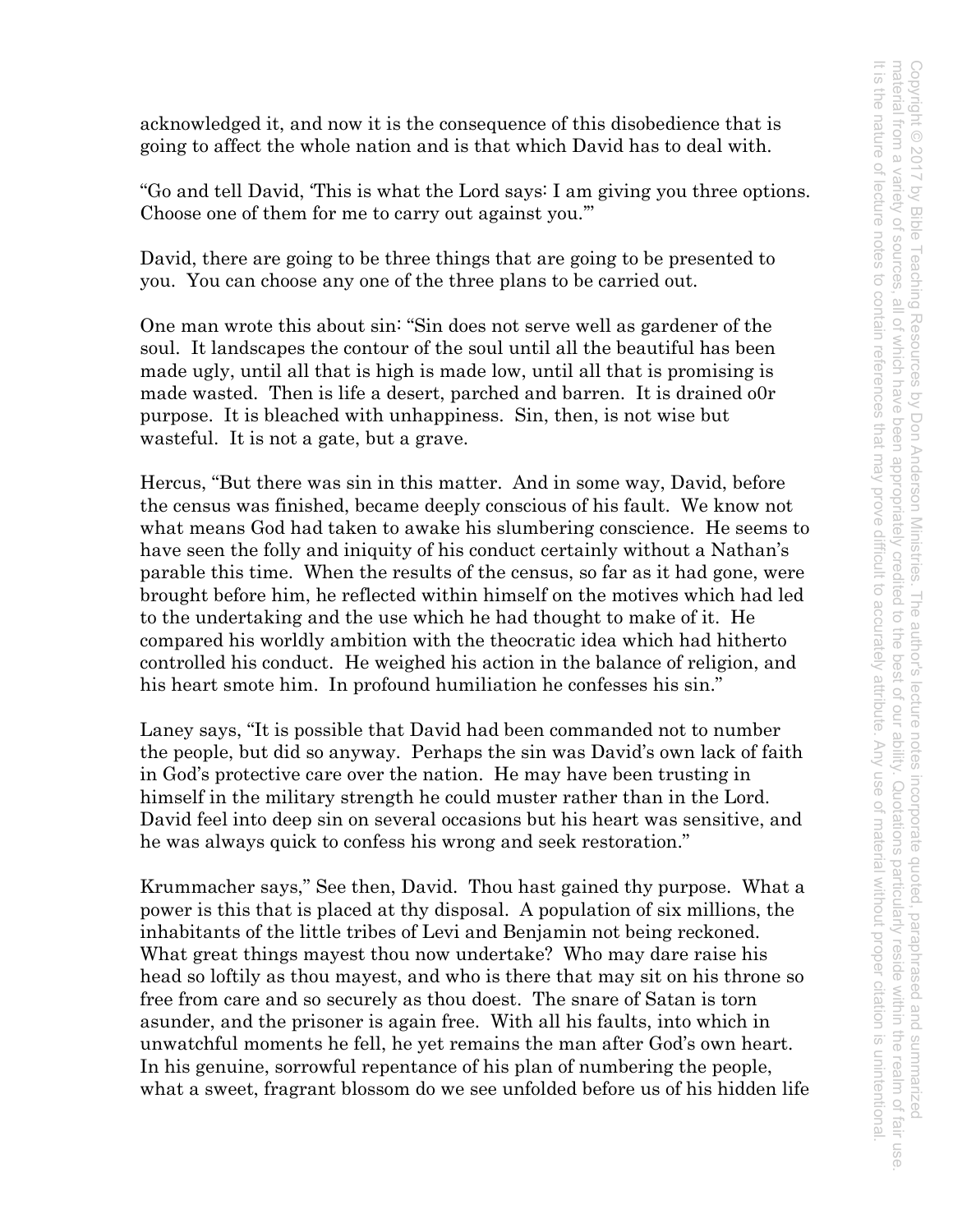acknowledged it, and now it is the consequence of this disobedience that is going to affect the whole nation and is that which David has to deal with.

"Go and tell David, 'This is what the Lord says: I am giving you three options. Choose one of them for me to carry out against you.'"

David, there are going to be three things that are going to be presented to you. You can choose any one of the three plans to be carried out.

One man wrote this about sin: "Sin does not serve well as gardener of the soul. It landscapes the contour of the soul until all the beautiful has been made ugly, until all that is high is made low, until all that is promising is made wasted. Then is life a desert, parched and barren. It is drained o0r purpose. It is bleached with unhappiness. Sin, then, is not wise but wasteful. It is not a gate, but a grave.

Hercus, "But there was sin in this matter. And in some way, David, before the census was finished, became deeply conscious of his fault. We know not what means God had taken to awake his slumbering conscience. He seems to have seen the folly and iniquity of his conduct certainly without a Nathan's parable this time. When the results of the census, so far as it had gone, were brought before him, he reflected within himself on the motives which had led to the undertaking and the use which he had thought to make of it. He compared his worldly ambition with the theocratic idea which had hitherto controlled his conduct. He weighed his action in the balance of religion, and his heart smote him. In profound humiliation he confesses his sin."

Laney says, "It is possible that David had been commanded not to number the people, but did so anyway. Perhaps the sin was David's own lack of faith in God's protective care over the nation. He may have been trusting in himself in the military strength he could muster rather than in the Lord. David feel into deep sin on several occasions but his heart was sensitive, and he was always quick to confess his wrong and seek restoration."

Krummacher says," See then, David. Thou hast gained thy purpose. What a power is this that is placed at thy disposal. A population of six millions, the inhabitants of the little tribes of Levi and Benjamin not being reckoned. What great things mayest thou now undertake? Who may dare raise his head so loftily as thou mayest, and who is there that may sit on his throne so free from care and so securely as thou doest. The snare of Satan is torn asunder, and the prisoner is again free. With all his faults, into which in unwatchful moments he fell, he yet remains the man after God's own heart. In his genuine, sorrowful repentance of his plan of numbering the people, what a sweet, fragrant blossom do we see unfolded before us of his hidden life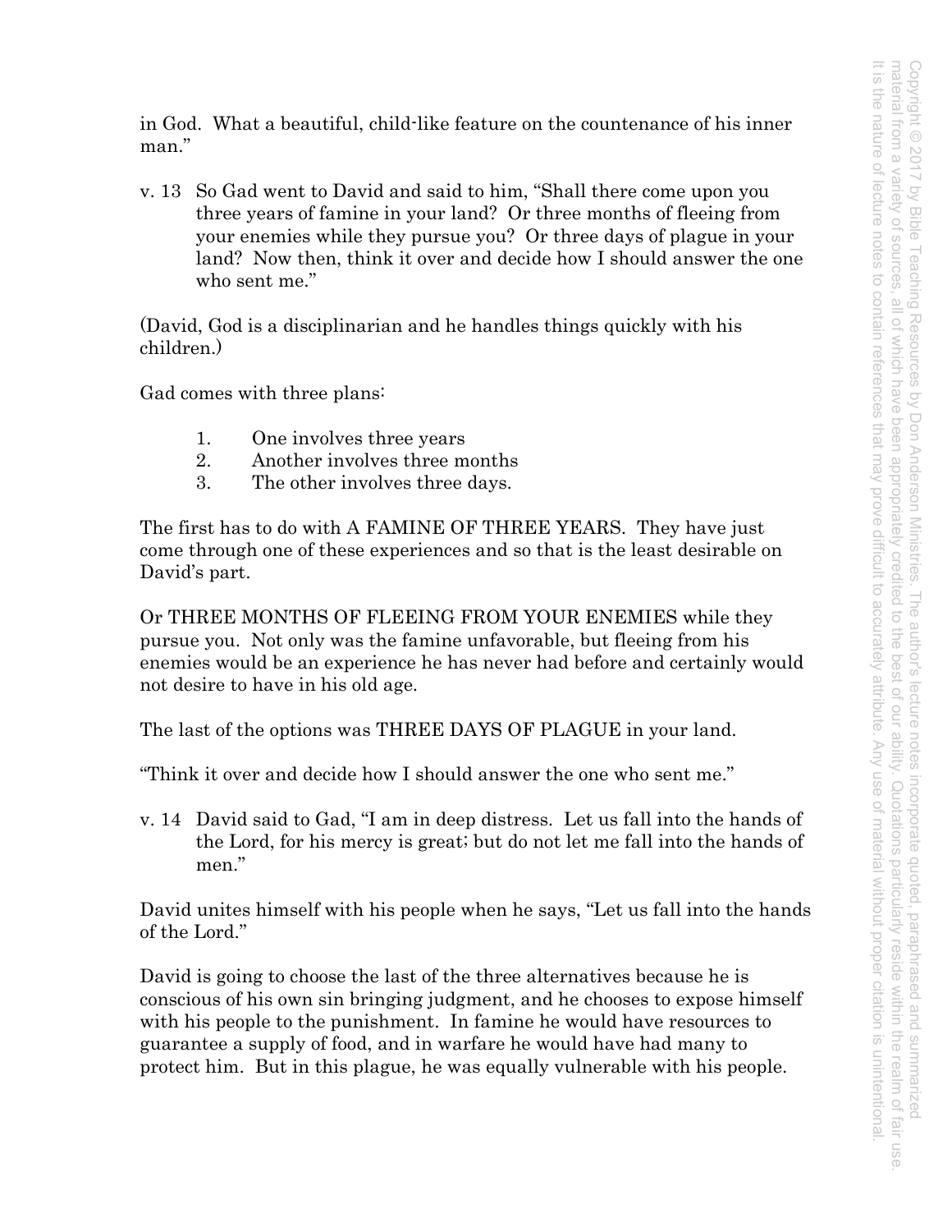in God. What a beautiful, child-like feature on the countenance of his inner man."

v. 13 So Gad went to David and said to him, "Shall there come upon you three years of famine in your land? Or three months of fleeing from your enemies while they pursue you? Or three days of plague in your land? Now then, think it over and decide how I should answer the one who sent me."

(David, God is a disciplinarian and he handles things quickly with his children.)

Gad comes with three plans:

1. One involves three years
2. Another involves three months
3. The other involves three days.

The first has to do with A FAMINE OF THREE YEARS. They have just come through one of these experiences and so that is the least desirable on David's part.

Or THREE MONTHS OF FLEEING FROM YOUR ENEMIES while they pursue you. Not only was the famine unfavorable, but fleeing from his enemies would be an experience he has never had before and certainly would not desire to have in his old age.

The last of the options was THREE DAYS OF PLAGUE in your land.

"Think it over and decide how I should answer the one who sent me."

v. 14 David said to Gad, "I am in deep distress. Let us fall into the hands of the Lord, for his mercy is great; but do not let me fall into the hands of men."

David unites himself with his people when he says, "Let us fall into the hands of the Lord."

David is going to choose the last of the three alternatives because he is conscious of his own sin bringing judgment, and he chooses to expose himself with his people to the punishment. In famine he would have resources to guarantee a supply of food, and in warfare he would have had many to protect him. But in this plague, he was equally vulnerable with his people.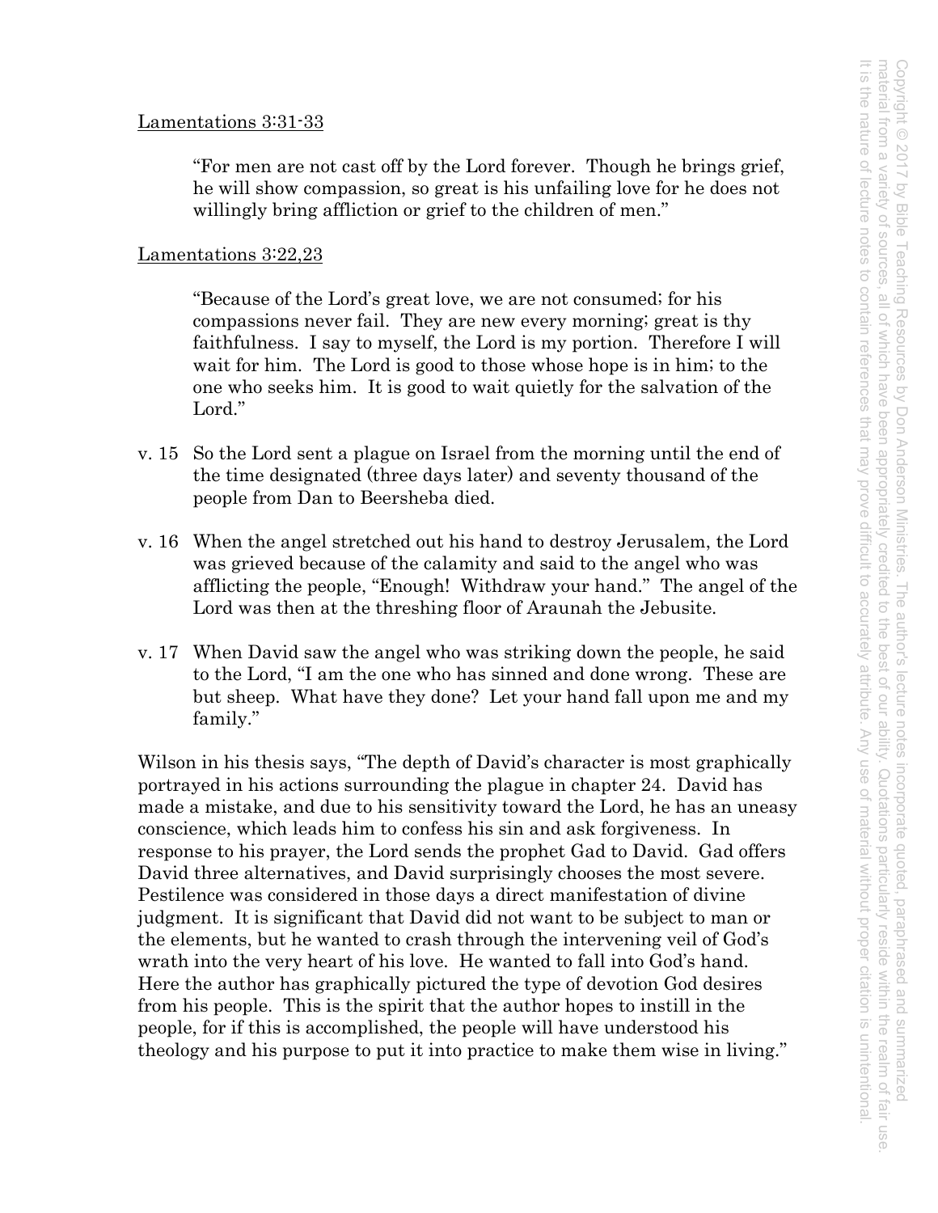Lamentations 3:31-33

> "For men are not cast off by the Lord forever. Though he brings grief, he will show compassion, so great is his unfailing love for he does not willingly bring affliction or grief to the children of men."

Lamentations 3:22,23

> "Because of the Lord's great love, we are not consumed; for his compassions never fail. They are new every morning; great is thy faithfulness. I say to myself, the Lord is my portion. Therefore I will wait for him. The Lord is good to those whose hope is in him; to the one who seeks him. It is good to wait quietly for the salvation of the Lord."

v. 15 So the Lord sent a plague on Israel from the morning until the end of the time designated (three days later) and seventy thousand of the people from Dan to Beersheba died.

v. 16 When the angel stretched out his hand to destroy Jerusalem, the Lord was grieved because of the calamity and said to the angel who was afflicting the people, "Enough! Withdraw your hand." The angel of the Lord was then at the threshing floor of Araunah the Jebusite.

v. 17 When David saw the angel who was striking down the people, he said to the Lord, "I am the one who has sinned and done wrong. These are but sheep. What have they done? Let your hand fall upon me and my family."

Wilson in his thesis says, "The depth of David's character is most graphically portrayed in his actions surrounding the plague in chapter 24. David has made a mistake, and due to his sensitivity toward the Lord, he has an uneasy conscience, which leads him to confess his sin and ask forgiveness. In response to his prayer, the Lord sends the prophet Gad to David. Gad offers David three alternatives, and David surprisingly chooses the most severe. Pestilence was considered in those days a direct manifestation of divine judgment. It is significant that David did not want to be subject to man or the elements, but he wanted to crash through the intervening veil of God's wrath into the very heart of his love. He wanted to fall into God's hand. Here the author has graphically pictured the type of devotion God desires from his people. This is the spirit that the author hopes to instill in the people, for if this is accomplished, the people will have understood his theology and his purpose to put it into practice to make them wise in living."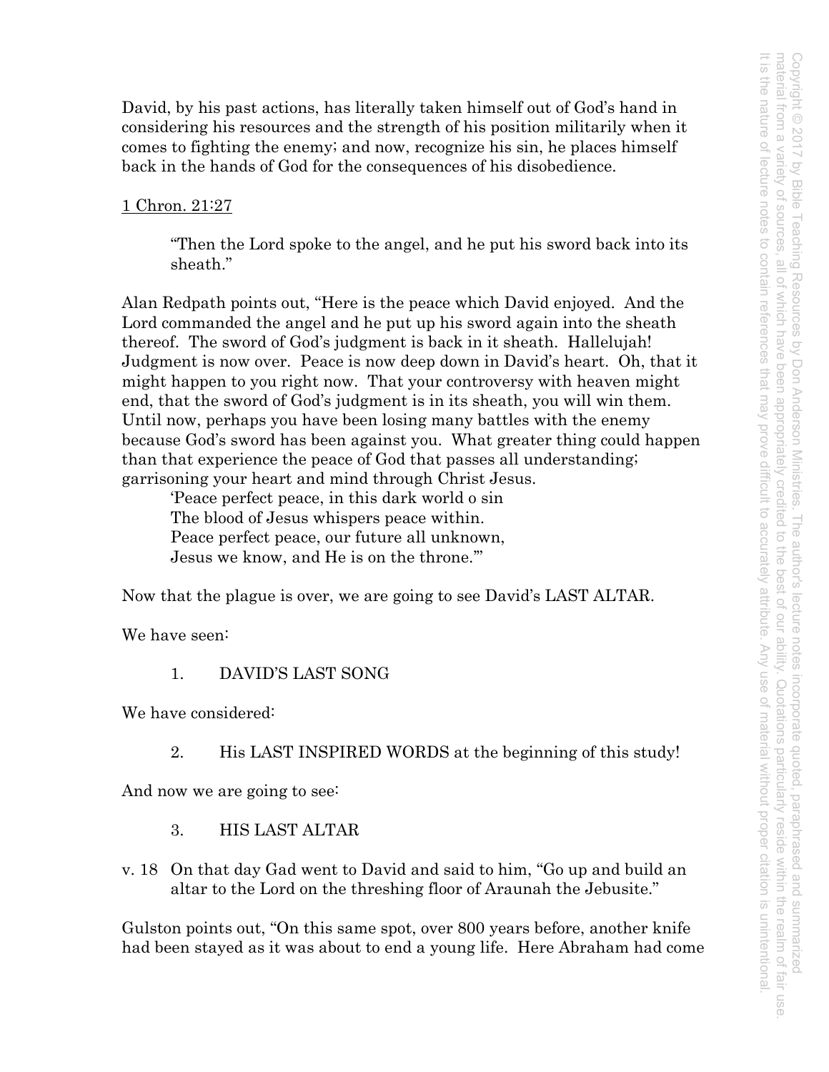David, by his past actions, has literally taken himself out of God's hand in considering his resources and the strength of his position militarily when it comes to fighting the enemy; and now, recognize his sin, he places himself back in the hands of God for the consequences of his disobedience.

<u>1 Chron. 21:27</u>

> "Then the Lord spoke to the angel, and he put his sword back into its sheath."

Alan Redpath points out, "Here is the peace which David enjoyed. And the Lord commanded the angel and he put up his sword again into the sheath thereof. The sword of God's judgment is back in it sheath. Hallelujah! Judgment is now over. Peace is now deep down in David's heart. Oh, that it might happen to you right now. That your controversy with heaven might end, that the sword of God's judgment is in its sheath, you will win them. Until now, perhaps you have been losing many battles with the enemy because God's sword has been against you. What greater thing could happen than that experience the peace of God that passes all understanding; garrisoning your heart and mind through Christ Jesus.

> 'Peace perfect peace, in this dark world o sin
> The blood of Jesus whispers peace within.
> Peace perfect peace, our future all unknown,
> Jesus we know, and He is on the throne.'"

Now that the plague is over, we are going to see David's LAST ALTAR.

We have seen:

> 1. DAVID'S LAST SONG

We have considered:

> 2. His LAST INSPIRED WORDS at the beginning of this study!

And now we are going to see:

> 3. HIS LAST ALTAR

v. 18 On that day Gad went to David and said to him, "Go up and build an altar to the Lord on the threshing floor of Araunah the Jebusite."

Gulston points out, "On this same spot, over 800 years before, another knife had been stayed as it was about to end a young life. Here Abraham had come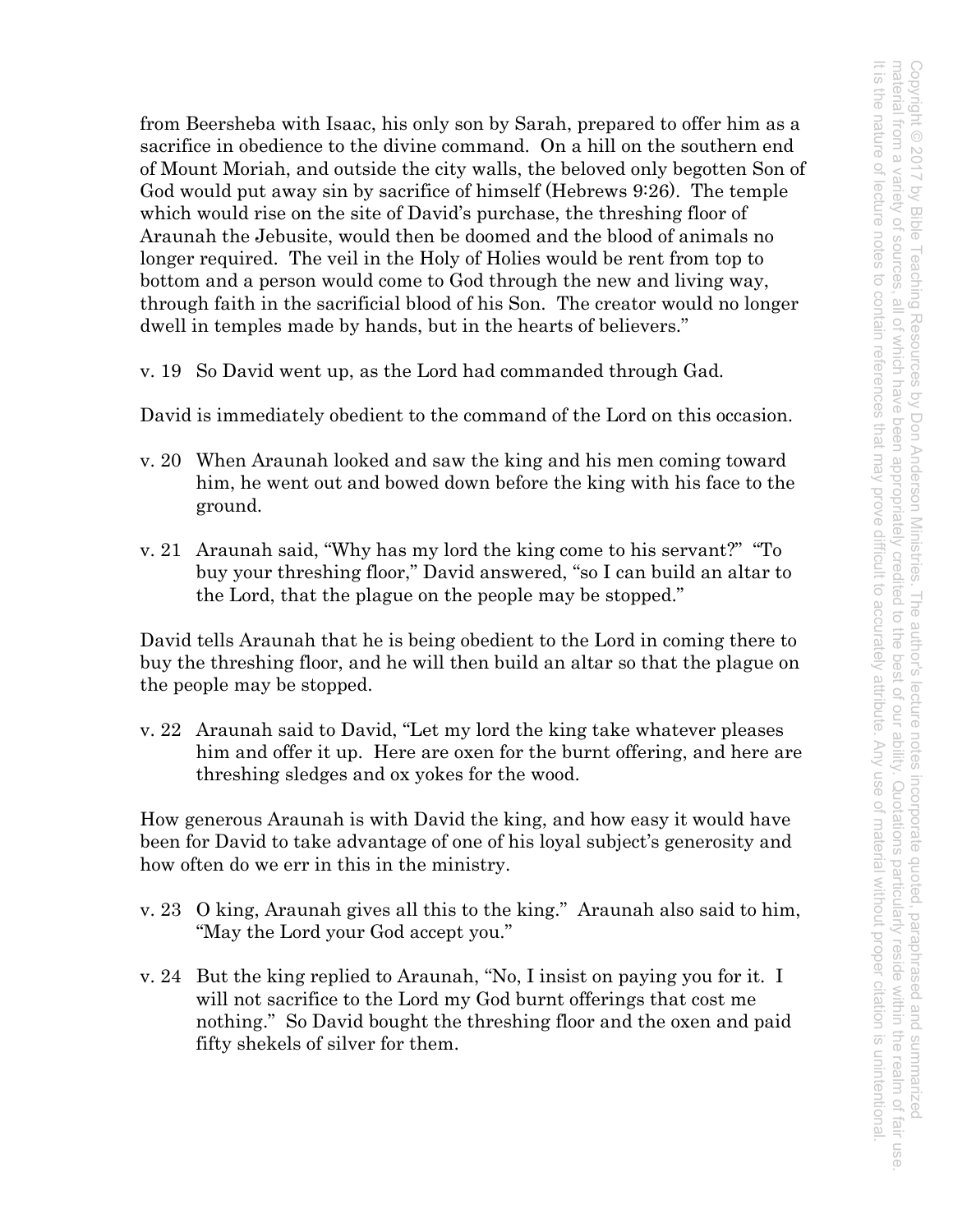from Beersheba with Isaac, his only son by Sarah, prepared to offer him as a sacrifice in obedience to the divine command. On a hill on the southern end of Mount Moriah, and outside the city walls, the beloved only begotten Son of God would put away sin by sacrifice of himself (Hebrews 9:26). The temple which would rise on the site of David's purchase, the threshing floor of Araunah the Jebusite, would then be doomed and the blood of animals no longer required. The veil in the Holy of Holies would be rent from top to bottom and a person would come to God through the new and living way, through faith in the sacrificial blood of his Son. The creator would no longer dwell in temples made by hands, but in the hearts of believers."

v. 19 So David went up, as the Lord had commanded through Gad.

David is immediately obedient to the command of the Lord on this occasion.

v. 20 When Araunah looked and saw the king and his men coming toward him, he went out and bowed down before the king with his face to the ground.

v. 21 Araunah said, "Why has my lord the king come to his servant?" "To buy your threshing floor," David answered, "so I can build an altar to the Lord, that the plague on the people may be stopped."

David tells Araunah that he is being obedient to the Lord in coming there to buy the threshing floor, and he will then build an altar so that the plague on the people may be stopped.

v. 22 Araunah said to David, "Let my lord the king take whatever pleases him and offer it up. Here are oxen for the burnt offering, and here are threshing sledges and ox yokes for the wood.

How generous Araunah is with David the king, and how easy it would have been for David to take advantage of one of his loyal subject's generosity and how often do we err in this in the ministry.

v. 23 O king, Araunah gives all this to the king." Araunah also said to him, "May the Lord your God accept you."

v. 24 But the king replied to Araunah, "No, I insist on paying you for it. I will not sacrifice to the Lord my God burnt offerings that cost me nothing." So David bought the threshing floor and the oxen and paid fifty shekels of silver for them.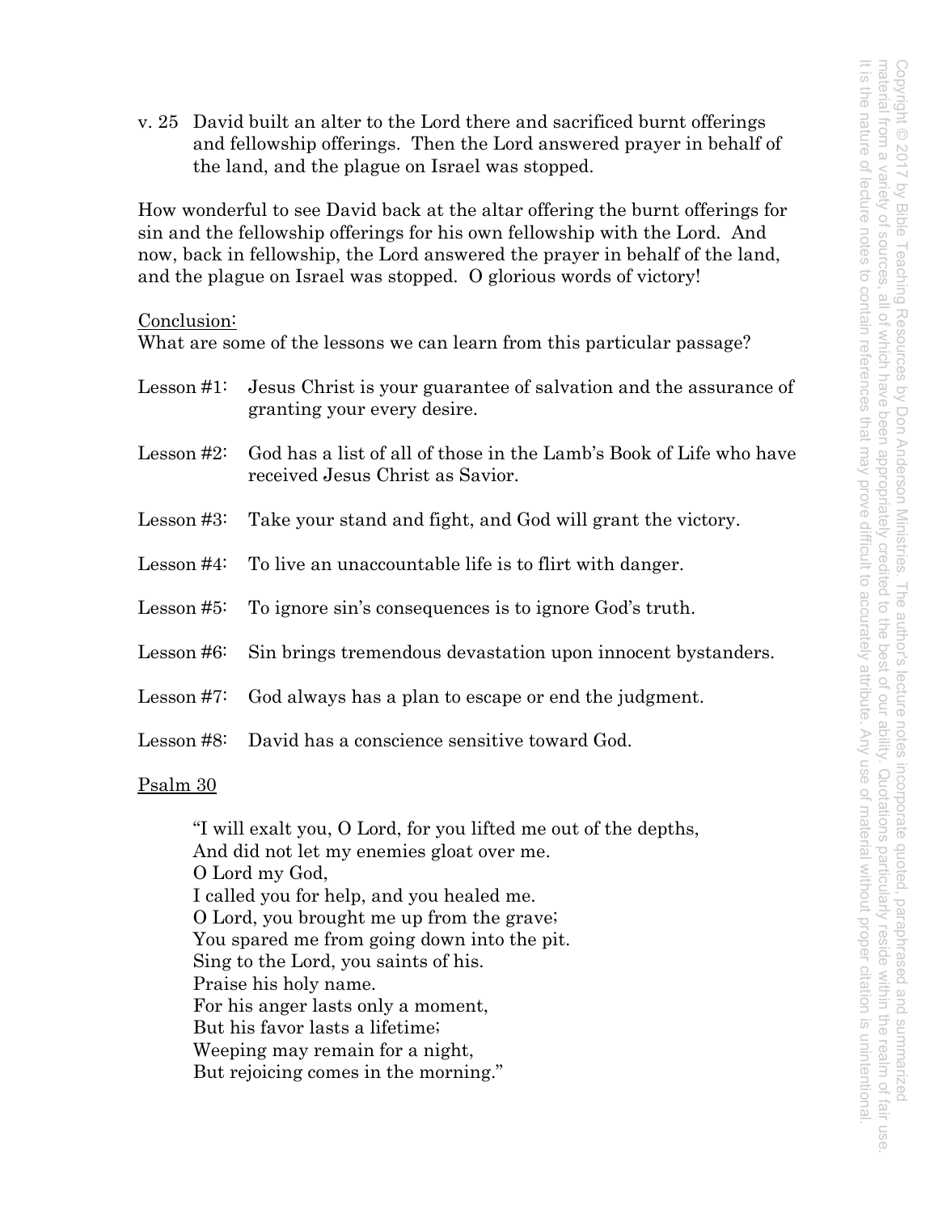v. 25 David built an alter to the Lord there and sacrificed burnt offerings and fellowship offerings. Then the Lord answered prayer in behalf of the land, and the plague on Israel was stopped.

How wonderful to see David back at the altar offering the burnt offerings for sin and the fellowship offerings for his own fellowship with the Lord. And now, back in fellowship, the Lord answered the prayer in behalf of the land, and the plague on Israel was stopped. O glorious words of victory!

Conclusion:

What are some of the lessons we can learn from this particular passage?

Lesson #1: Jesus Christ is your guarantee of salvation and the assurance of granting your every desire.

Lesson #2: God has a list of all of those in the Lamb's Book of Life who have received Jesus Christ as Savior.

Lesson #3: Take your stand and fight, and God will grant the victory.

Lesson #4: To live an unaccountable life is to flirt with danger.

Lesson #5: To ignore sin's consequences is to ignore God's truth.

Lesson #6: Sin brings tremendous devastation upon innocent bystanders.

Lesson #7: God always has a plan to escape or end the judgment.

Lesson #8: David has a conscience sensitive toward God.

Psalm 30

> "I will exalt you, O Lord, for you lifted me out of the depths,
> And did not let my enemies gloat over me.
> O Lord my God,
> I called you for help, and you healed me.
> O Lord, you brought me up from the grave;
> You spared me from going down into the pit.
> Sing to the Lord, you saints of his.
> Praise his holy name.
> For his anger lasts only a moment,
> But his favor lasts a lifetime;
> Weeping may remain for a night,
> But rejoicing comes in the morning."

Copyright © 2017 by Bible Teaching Resources by Don Anderson Ministries. The author's lecture notes incorporate quoted, paraphrased and summarized material from a variety of sources, all of which have been appropriately credited to the best of our ability. Quotations particularly reside within the realm of fair use. It is the nature of lecture notes to contain references that may prove difficult to accurately attribute. Any use of material without proper citation is unintentional.